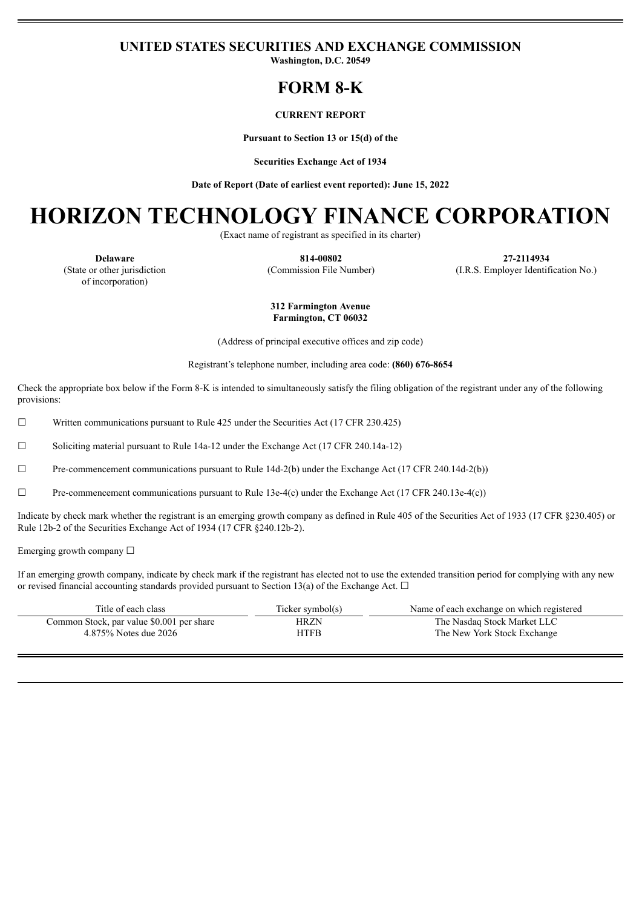# UNITED STATES SECURITIES AND EXCHANGE COMMISSION

**Washington, D.C. 20549**

# FORM 8-K

**CURRENT REPORT**

**Pursuant to Section 13 or 15(d) of the**

**Securities Exchange Act of 1934**

**Date of Report (Date of earliest event reported): June 15, 2022**

# HORIZON TECHNOLOGY FINANCE CORPORATION

(Exact name of registrant as specified in its charter)

| **Delaware** | **814-00802** | **27-2114934** |
|---|---|---|
| (State or other jurisdiction of incorporation) | (Commission File Number) | (I.R.S. Employer Identification No.) |

**312 Farmington Avenue**
**Farmington, CT 06032**

(Address of principal executive offices and zip code)

Registrant's telephone number, including area code: **(860) 676-8654**

Check the appropriate box below if the Form 8-K is intended to simultaneously satisfy the filing obligation of the registrant under any of the following provisions:

☐ Written communications pursuant to Rule 425 under the Securities Act (17 CFR 230.425)

☐ Soliciting material pursuant to Rule 14a-12 under the Exchange Act (17 CFR 240.14a-12)

☐ Pre-commencement communications pursuant to Rule 14d-2(b) under the Exchange Act (17 CFR 240.14d-2(b))

☐ Pre-commencement communications pursuant to Rule 13e-4(c) under the Exchange Act (17 CFR 240.13e-4(c))

Indicate by check mark whether the registrant is an emerging growth company as defined in Rule 405 of the Securities Act of 1933 (17 CFR §230.405) or Rule 12b-2 of the Securities Exchange Act of 1934 (17 CFR §240.12b-2).

Emerging growth company ☐

If an emerging growth company, indicate by check mark if the registrant has elected not to use the extended transition period for complying with any new or revised financial accounting standards provided pursuant to Section 13(a) of the Exchange Act. ☐

| Title of each class | Ticker symbol(s) | Name of each exchange on which registered |
|---|---|---|
| Common Stock, par value $0.001 per share | HRZN | The Nasdaq Stock Market LLC |
| 4.875% Notes due 2026 | HTFB | The New York Stock Exchange |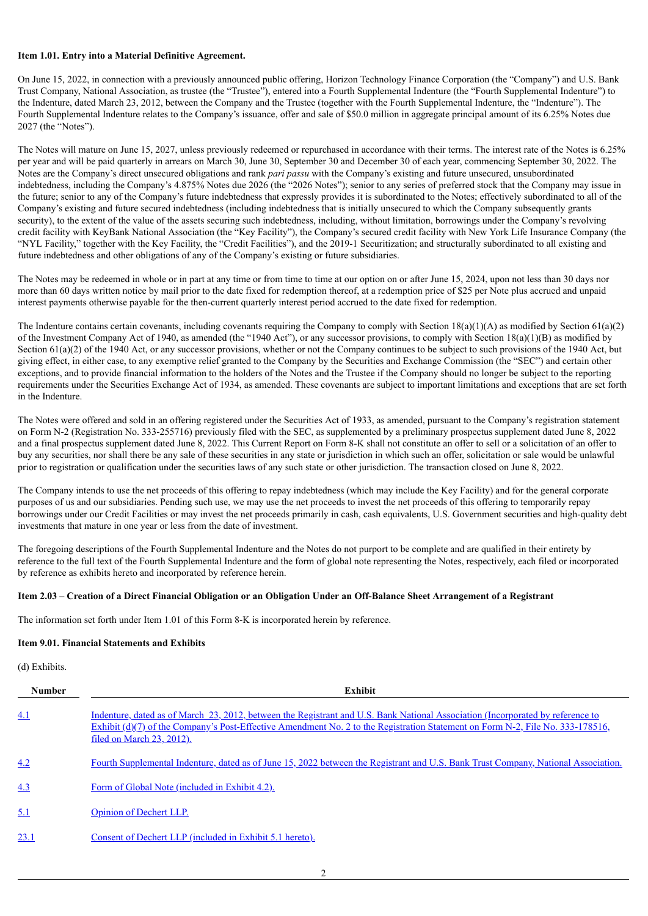**Item 1.01. Entry into a Material Definitive Agreement.**

On June 15, 2022, in connection with a previously announced public offering, Horizon Technology Finance Corporation (the "Company") and U.S. Bank Trust Company, National Association, as trustee (the "Trustee"), entered into a Fourth Supplemental Indenture (the "Fourth Supplemental Indenture") to the Indenture, dated March 23, 2012, between the Company and the Trustee (together with the Fourth Supplemental Indenture, the "Indenture"). The Fourth Supplemental Indenture relates to the Company's issuance, offer and sale of $50.0 million in aggregate principal amount of its 6.25% Notes due 2027 (the "Notes").

The Notes will mature on June 15, 2027, unless previously redeemed or repurchased in accordance with their terms. The interest rate of the Notes is 6.25% per year and will be paid quarterly in arrears on March 30, June 30, September 30 and December 30 of each year, commencing September 30, 2022. The Notes are the Company's direct unsecured obligations and rank *pari passu* with the Company's existing and future unsecured, unsubordinated indebtedness, including the Company's 4.875% Notes due 2026 (the "2026 Notes"); senior to any series of preferred stock that the Company may issue in the future; senior to any of the Company's future indebtedness that expressly provides it is subordinated to the Notes; effectively subordinated to all of the Company's existing and future secured indebtedness (including indebtedness that is initially unsecured to which the Company subsequently grants security), to the extent of the value of the assets securing such indebtedness, including, without limitation, borrowings under the Company's revolving credit facility with KeyBank National Association (the "Key Facility"), the Company's secured credit facility with New York Life Insurance Company (the "NYL Facility," together with the Key Facility, the "Credit Facilities"), and the 2019-1 Securitization; and structurally subordinated to all existing and future indebtedness and other obligations of any of the Company's existing or future subsidiaries.

The Notes may be redeemed in whole or in part at any time or from time to time at our option on or after June 15, 2024, upon not less than 30 days nor more than 60 days written notice by mail prior to the date fixed for redemption thereof, at a redemption price of $25 per Note plus accrued and unpaid interest payments otherwise payable for the then-current quarterly interest period accrued to the date fixed for redemption.

The Indenture contains certain covenants, including covenants requiring the Company to comply with Section 18(a)(1)(A) as modified by Section 61(a)(2) of the Investment Company Act of 1940, as amended (the "1940 Act"), or any successor provisions, to comply with Section 18(a)(1)(B) as modified by Section 61(a)(2) of the 1940 Act, or any successor provisions, whether or not the Company continues to be subject to such provisions of the 1940 Act, but giving effect, in either case, to any exemptive relief granted to the Company by the Securities and Exchange Commission (the "SEC") and certain other exceptions, and to provide financial information to the holders of the Notes and the Trustee if the Company should no longer be subject to the reporting requirements under the Securities Exchange Act of 1934, as amended. These covenants are subject to important limitations and exceptions that are set forth in the Indenture.

The Notes were offered and sold in an offering registered under the Securities Act of 1933, as amended, pursuant to the Company's registration statement on Form N-2 (Registration No. 333-255716) previously filed with the SEC, as supplemented by a preliminary prospectus supplement dated June 8, 2022 and a final prospectus supplement dated June 8, 2022. This Current Report on Form 8-K shall not constitute an offer to sell or a solicitation of an offer to buy any securities, nor shall there be any sale of these securities in any state or jurisdiction in which such an offer, solicitation or sale would be unlawful prior to registration or qualification under the securities laws of any such state or other jurisdiction. The transaction closed on June 8, 2022.

The Company intends to use the net proceeds of this offering to repay indebtedness (which may include the Key Facility) and for the general corporate purposes of us and our subsidiaries. Pending such use, we may use the net proceeds to invest the net proceeds of this offering to temporarily repay borrowings under our Credit Facilities or may invest the net proceeds primarily in cash, cash equivalents, U.S. Government securities and high-quality debt investments that mature in one year or less from the date of investment.

The foregoing descriptions of the Fourth Supplemental Indenture and the Notes do not purport to be complete and are qualified in their entirety by reference to the full text of the Fourth Supplemental Indenture and the form of global note representing the Notes, respectively, each filed or incorporated by reference as exhibits hereto and incorporated by reference herein.

**Item 2.03 – Creation of a Direct Financial Obligation or an Obligation Under an Off-Balance Sheet Arrangement of a Registrant**

The information set forth under Item 1.01 of this Form 8-K is incorporated herein by reference.

**Item 9.01. Financial Statements and Exhibits**

(d) Exhibits.

| Number | Exhibit |
|---|---|
| 4.1 | Indenture, dated as of March 23, 2012, between the Registrant and U.S. Bank National Association (Incorporated by reference to Exhibit (d)(7) of the Company's Post-Effective Amendment No. 2 to the Registration Statement on Form N-2, File No. 333-178516, filed on March 23, 2012). |
| 4.2 | Fourth Supplemental Indenture, dated as of June 15, 2022 between the Registrant and U.S. Bank Trust Company, National Association. |
| 4.3 | Form of Global Note (included in Exhibit 4.2). |
| 5.1 | Opinion of Dechert LLP. |
| 23.1 | Consent of Dechert LLP (included in Exhibit 5.1 hereto). |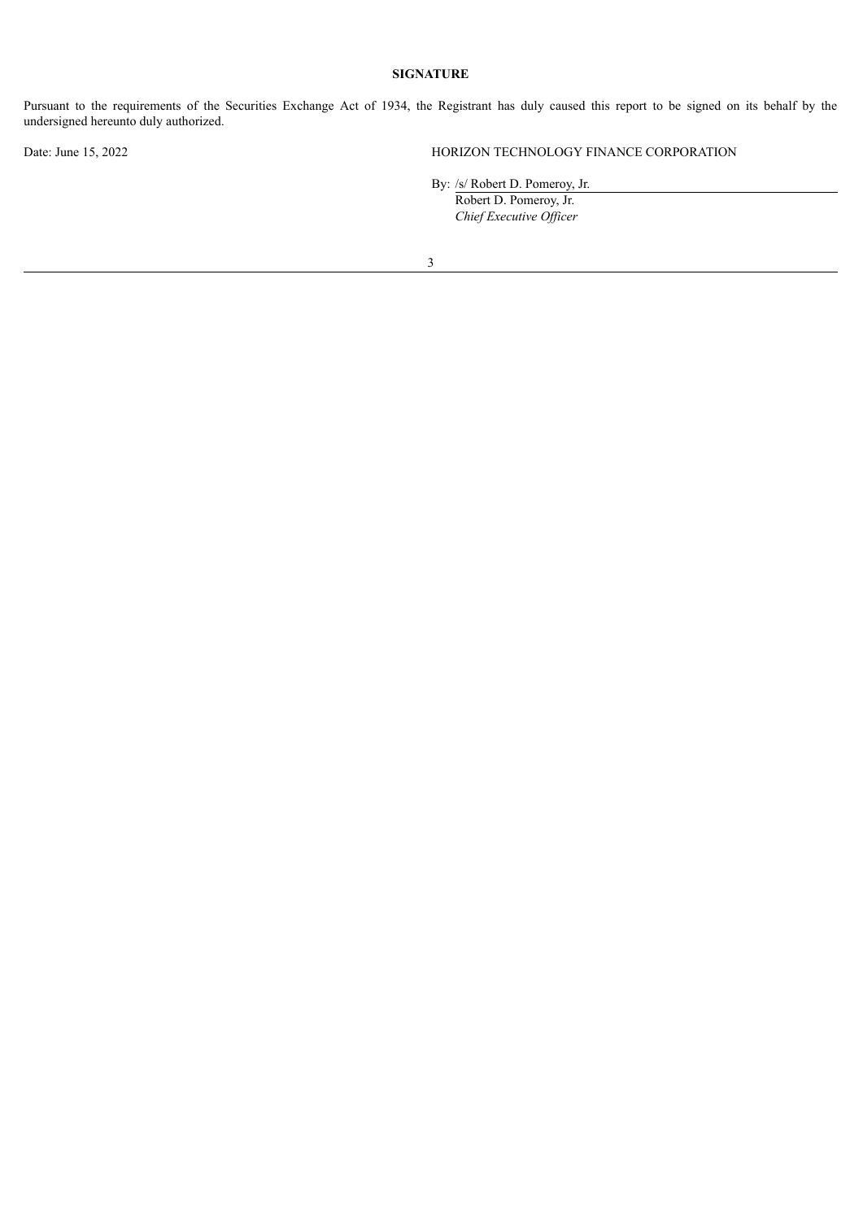## SIGNATURE

Pursuant to the requirements of the Securities Exchange Act of 1934, the Registrant has duly caused this report to be signed on its behalf by the undersigned hereunto duly authorized.

Date: June 15, 2022

HORIZON TECHNOLOGY FINANCE CORPORATION

By: /s/ Robert D. Pomeroy, Jr.
Robert D. Pomeroy, Jr.
*Chief Executive Officer*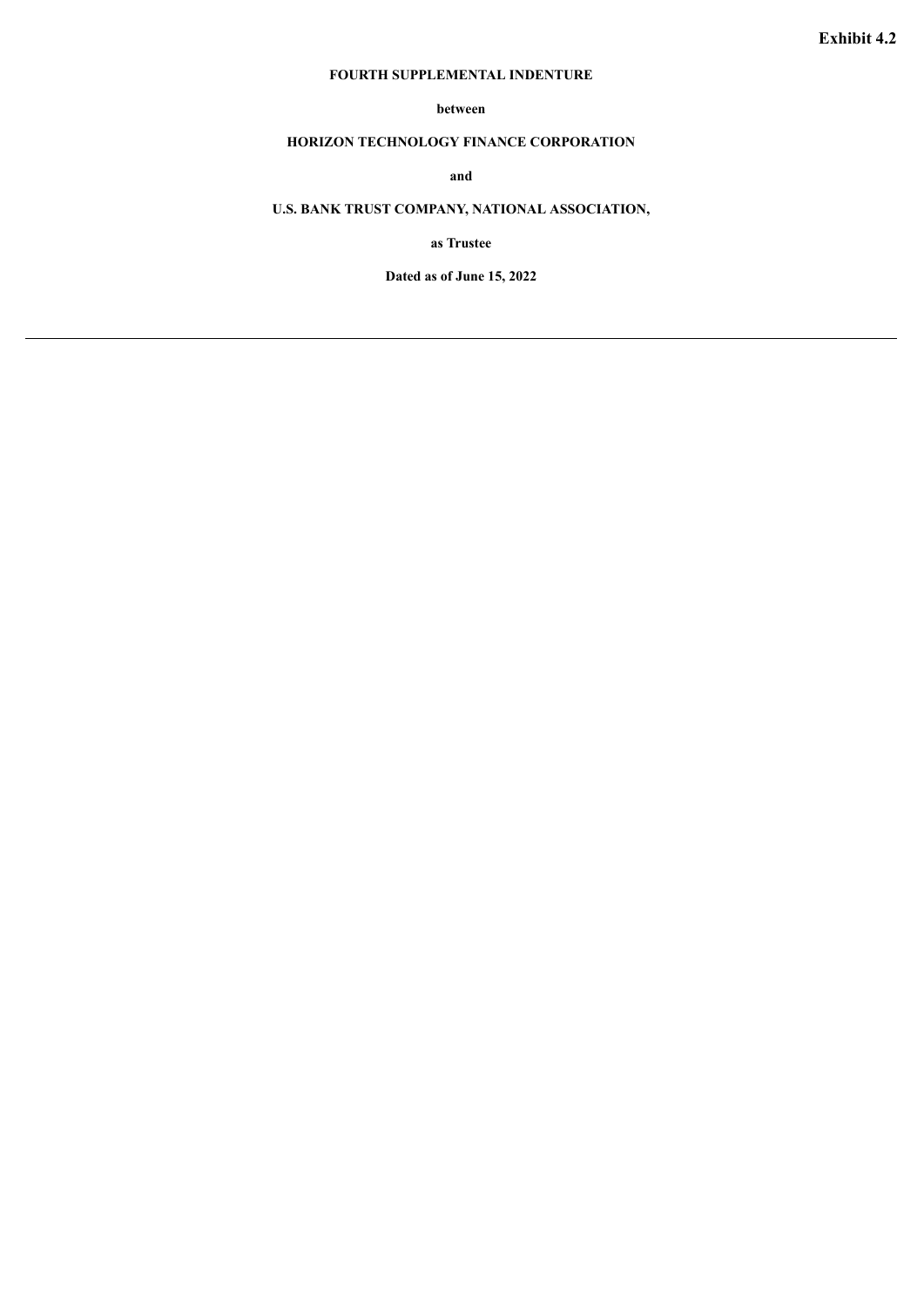**Exhibit 4.2**

**FOURTH SUPPLEMENTAL INDENTURE**

**between**

**HORIZON TECHNOLOGY FINANCE CORPORATION**

**and**

**U.S. BANK TRUST COMPANY, NATIONAL ASSOCIATION,**

**as Trustee**

**Dated as of June 15, 2022**

---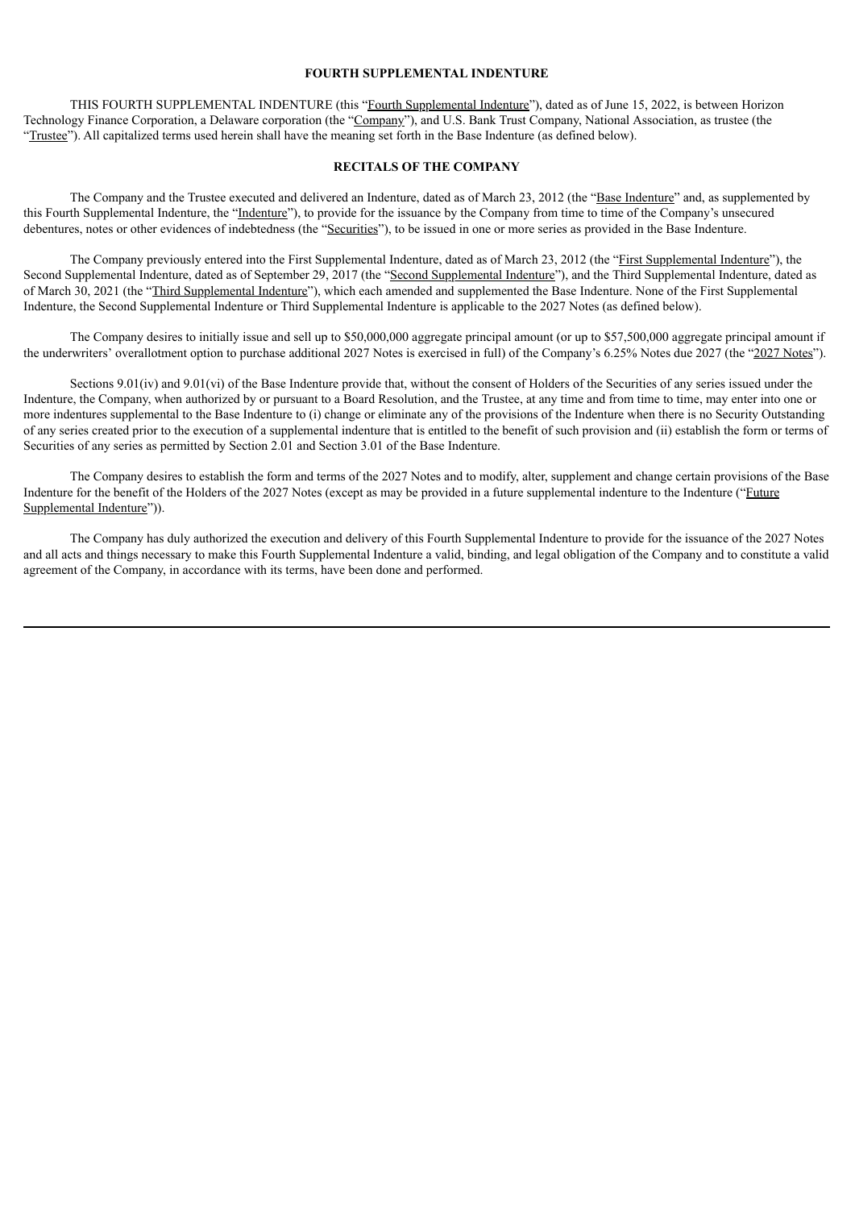**FOURTH SUPPLEMENTAL INDENTURE**

THIS FOURTH SUPPLEMENTAL INDENTURE (this "Fourth Supplemental Indenture"), dated as of June 15, 2022, is between Horizon Technology Finance Corporation, a Delaware corporation (the "Company"), and U.S. Bank Trust Company, National Association, as trustee (the "Trustee"). All capitalized terms used herein shall have the meaning set forth in the Base Indenture (as defined below).

**RECITALS OF THE COMPANY**

The Company and the Trustee executed and delivered an Indenture, dated as of March 23, 2012 (the "Base Indenture" and, as supplemented by this Fourth Supplemental Indenture, the "Indenture"), to provide for the issuance by the Company from time to time of the Company's unsecured debentures, notes or other evidences of indebtedness (the "Securities"), to be issued in one or more series as provided in the Base Indenture.

The Company previously entered into the First Supplemental Indenture, dated as of March 23, 2012 (the "First Supplemental Indenture"), the Second Supplemental Indenture, dated as of September 29, 2017 (the "Second Supplemental Indenture"), and the Third Supplemental Indenture, dated as of March 30, 2021 (the "Third Supplemental Indenture"), which each amended and supplemented the Base Indenture. None of the First Supplemental Indenture, the Second Supplemental Indenture or Third Supplemental Indenture is applicable to the 2027 Notes (as defined below).

The Company desires to initially issue and sell up to $50,000,000 aggregate principal amount (or up to $57,500,000 aggregate principal amount if the underwriters' overallotment option to purchase additional 2027 Notes is exercised in full) of the Company's 6.25% Notes due 2027 (the "2027 Notes").

Sections 9.01(iv) and 9.01(vi) of the Base Indenture provide that, without the consent of Holders of the Securities of any series issued under the Indenture, the Company, when authorized by or pursuant to a Board Resolution, and the Trustee, at any time and from time to time, may enter into one or more indentures supplemental to the Base Indenture to (i) change or eliminate any of the provisions of the Indenture when there is no Security Outstanding of any series created prior to the execution of a supplemental indenture that is entitled to the benefit of such provision and (ii) establish the form or terms of Securities of any series as permitted by Section 2.01 and Section 3.01 of the Base Indenture.

The Company desires to establish the form and terms of the 2027 Notes and to modify, alter, supplement and change certain provisions of the Base Indenture for the benefit of the Holders of the 2027 Notes (except as may be provided in a future supplemental indenture to the Indenture ("Future Supplemental Indenture")).

The Company has duly authorized the execution and delivery of this Fourth Supplemental Indenture to provide for the issuance of the 2027 Notes and all acts and things necessary to make this Fourth Supplemental Indenture a valid, binding, and legal obligation of the Company and to constitute a valid agreement of the Company, in accordance with its terms, have been done and performed.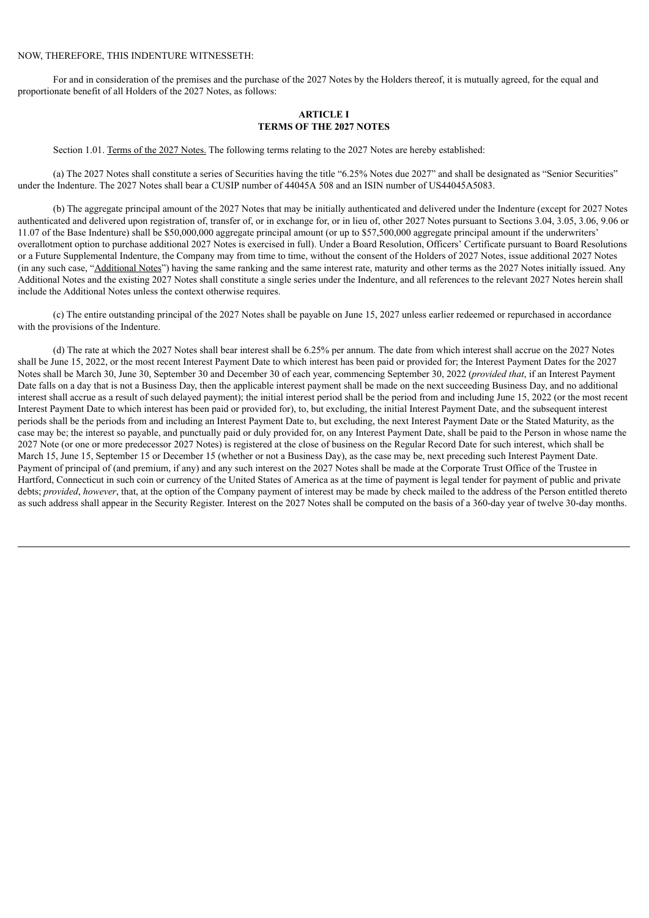NOW, THEREFORE, THIS INDENTURE WITNESSETH:

For and in consideration of the premises and the purchase of the 2027 Notes by the Holders thereof, it is mutually agreed, for the equal and proportionate benefit of all Holders of the 2027 Notes, as follows:

**ARTICLE I**
**TERMS OF THE 2027 NOTES**

Section 1.01. Terms of the 2027 Notes. The following terms relating to the 2027 Notes are hereby established:

(a) The 2027 Notes shall constitute a series of Securities having the title "6.25% Notes due 2027" and shall be designated as "Senior Securities" under the Indenture. The 2027 Notes shall bear a CUSIP number of 44045A 508 and an ISIN number of US44045A5083.

(b) The aggregate principal amount of the 2027 Notes that may be initially authenticated and delivered under the Indenture (except for 2027 Notes authenticated and delivered upon registration of, transfer of, or in exchange for, or in lieu of, other 2027 Notes pursuant to Sections 3.04, 3.05, 3.06, 9.06 or 11.07 of the Base Indenture) shall be $50,000,000 aggregate principal amount (or up to $57,500,000 aggregate principal amount if the underwriters' overallotment option to purchase additional 2027 Notes is exercised in full). Under a Board Resolution, Officers' Certificate pursuant to Board Resolutions or a Future Supplemental Indenture, the Company may from time to time, without the consent of the Holders of 2027 Notes, issue additional 2027 Notes (in any such case, "Additional Notes") having the same ranking and the same interest rate, maturity and other terms as the 2027 Notes initially issued. Any Additional Notes and the existing 2027 Notes shall constitute a single series under the Indenture, and all references to the relevant 2027 Notes herein shall include the Additional Notes unless the context otherwise requires.

(c) The entire outstanding principal of the 2027 Notes shall be payable on June 15, 2027 unless earlier redeemed or repurchased in accordance with the provisions of the Indenture.

(d) The rate at which the 2027 Notes shall bear interest shall be 6.25% per annum. The date from which interest shall accrue on the 2027 Notes shall be June 15, 2022, or the most recent Interest Payment Date to which interest has been paid or provided for; the Interest Payment Dates for the 2027 Notes shall be March 30, June 30, September 30 and December 30 of each year, commencing September 30, 2022 (*provided that*, if an Interest Payment Date falls on a day that is not a Business Day, then the applicable interest payment shall be made on the next succeeding Business Day, and no additional interest shall accrue as a result of such delayed payment); the initial interest period shall be the period from and including June 15, 2022 (or the most recent Interest Payment Date to which interest has been paid or provided for), to, but excluding, the initial Interest Payment Date, and the subsequent interest periods shall be the periods from and including an Interest Payment Date to, but excluding, the next Interest Payment Date or the Stated Maturity, as the case may be; the interest so payable, and punctually paid or duly provided for, on any Interest Payment Date, shall be paid to the Person in whose name the 2027 Note (or one or more predecessor 2027 Notes) is registered at the close of business on the Regular Record Date for such interest, which shall be March 15, June 15, September 15 or December 15 (whether or not a Business Day), as the case may be, next preceding such Interest Payment Date. Payment of principal of (and premium, if any) and any such interest on the 2027 Notes shall be made at the Corporate Trust Office of the Trustee in Hartford, Connecticut in such coin or currency of the United States of America as at the time of payment is legal tender for payment of public and private debts; *provided*, *however*, that, at the option of the Company payment of interest may be made by check mailed to the address of the Person entitled thereto as such address shall appear in the Security Register. Interest on the 2027 Notes shall be computed on the basis of a 360-day year of twelve 30-day months.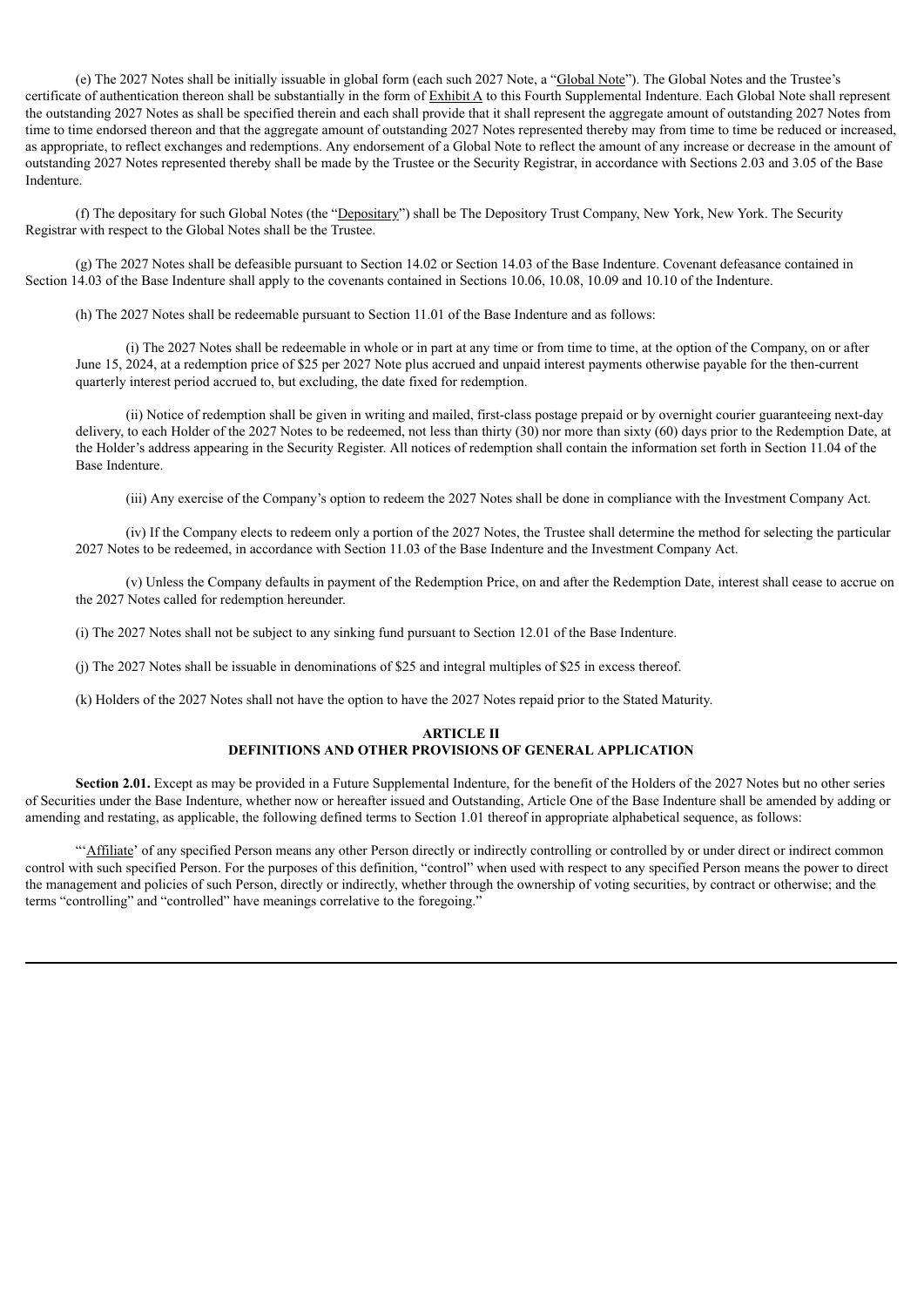(e) The 2027 Notes shall be initially issuable in global form (each such 2027 Note, a "Global Note"). The Global Notes and the Trustee's certificate of authentication thereon shall be substantially in the form of Exhibit A to this Fourth Supplemental Indenture. Each Global Note shall represent the outstanding 2027 Notes as shall be specified therein and each shall provide that it shall represent the aggregate amount of outstanding 2027 Notes from time to time endorsed thereon and that the aggregate amount of outstanding 2027 Notes represented thereby may from time to time be reduced or increased, as appropriate, to reflect exchanges and redemptions. Any endorsement of a Global Note to reflect the amount of any increase or decrease in the amount of outstanding 2027 Notes represented thereby shall be made by the Trustee or the Security Registrar, in accordance with Sections 2.03 and 3.05 of the Base Indenture.

(f) The depositary for such Global Notes (the "Depositary") shall be The Depository Trust Company, New York, New York. The Security Registrar with respect to the Global Notes shall be the Trustee.

(g) The 2027 Notes shall be defeasible pursuant to Section 14.02 or Section 14.03 of the Base Indenture. Covenant defeasance contained in Section 14.03 of the Base Indenture shall apply to the covenants contained in Sections 10.06, 10.08, 10.09 and 10.10 of the Indenture.

(h) The 2027 Notes shall be redeemable pursuant to Section 11.01 of the Base Indenture and as follows:

(i) The 2027 Notes shall be redeemable in whole or in part at any time or from time to time, at the option of the Company, on or after June 15, 2024, at a redemption price of $25 per 2027 Note plus accrued and unpaid interest payments otherwise payable for the then-current quarterly interest period accrued to, but excluding, the date fixed for redemption.

(ii) Notice of redemption shall be given in writing and mailed, first-class postage prepaid or by overnight courier guaranteeing next-day delivery, to each Holder of the 2027 Notes to be redeemed, not less than thirty (30) nor more than sixty (60) days prior to the Redemption Date, at the Holder's address appearing in the Security Register. All notices of redemption shall contain the information set forth in Section 11.04 of the Base Indenture.

(iii) Any exercise of the Company's option to redeem the 2027 Notes shall be done in compliance with the Investment Company Act.

(iv) If the Company elects to redeem only a portion of the 2027 Notes, the Trustee shall determine the method for selecting the particular 2027 Notes to be redeemed, in accordance with Section 11.03 of the Base Indenture and the Investment Company Act.

(v) Unless the Company defaults in payment of the Redemption Price, on and after the Redemption Date, interest shall cease to accrue on the 2027 Notes called for redemption hereunder.

(i) The 2027 Notes shall not be subject to any sinking fund pursuant to Section 12.01 of the Base Indenture.

(j) The 2027 Notes shall be issuable in denominations of $25 and integral multiples of $25 in excess thereof.

(k) Holders of the 2027 Notes shall not have the option to have the 2027 Notes repaid prior to the Stated Maturity.

## ARTICLE II
## DEFINITIONS AND OTHER PROVISIONS OF GENERAL APPLICATION

**Section 2.01.** Except as may be provided in a Future Supplemental Indenture, for the benefit of the Holders of the 2027 Notes but no other series of Securities under the Base Indenture, whether now or hereafter issued and Outstanding, Article One of the Base Indenture shall be amended by adding or amending and restating, as applicable, the following defined terms to Section 1.01 thereof in appropriate alphabetical sequence, as follows:

"'Affiliate' of any specified Person means any other Person directly or indirectly controlling or controlled by or under direct or indirect common control with such specified Person. For the purposes of this definition, "control" when used with respect to any specified Person means the power to direct the management and policies of such Person, directly or indirectly, whether through the ownership of voting securities, by contract or otherwise; and the terms "controlling" and "controlled" have meanings correlative to the foregoing."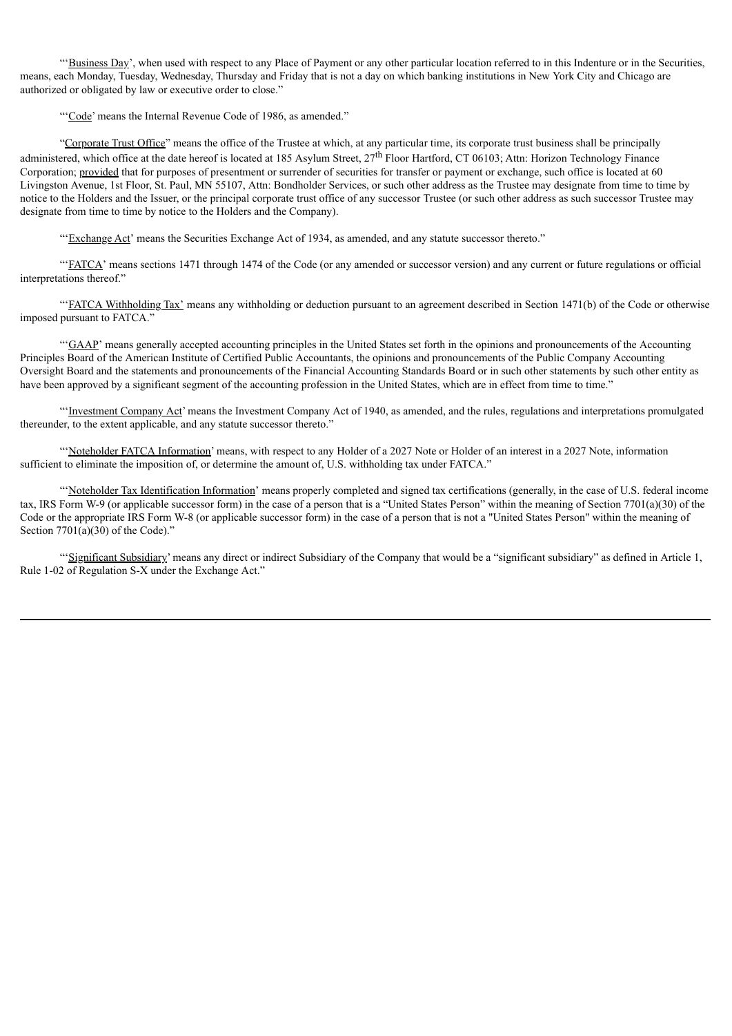"'Business Day', when used with respect to any Place of Payment or any other particular location referred to in this Indenture or in the Securities, means, each Monday, Tuesday, Wednesday, Thursday and Friday that is not a day on which banking institutions in New York City and Chicago are authorized or obligated by law or executive order to close."

"'Code' means the Internal Revenue Code of 1986, as amended."

"Corporate Trust Office" means the office of the Trustee at which, at any particular time, its corporate trust business shall be principally administered, which office at the date hereof is located at 185 Asylum Street, 27th Floor Hartford, CT 06103; Attn: Horizon Technology Finance Corporation; provided that for purposes of presentment or surrender of securities for transfer or payment or exchange, such office is located at 60 Livingston Avenue, 1st Floor, St. Paul, MN 55107, Attn: Bondholder Services, or such other address as the Trustee may designate from time to time by notice to the Holders and the Issuer, or the principal corporate trust office of any successor Trustee (or such other address as such successor Trustee may designate from time to time by notice to the Holders and the Company).

"'Exchange Act' means the Securities Exchange Act of 1934, as amended, and any statute successor thereto."

"'FATCA' means sections 1471 through 1474 of the Code (or any amended or successor version) and any current or future regulations or official interpretations thereof."

"'FATCA Withholding Tax' means any withholding or deduction pursuant to an agreement described in Section 1471(b) of the Code or otherwise imposed pursuant to FATCA."

"'GAAP' means generally accepted accounting principles in the United States set forth in the opinions and pronouncements of the Accounting Principles Board of the American Institute of Certified Public Accountants, the opinions and pronouncements of the Public Company Accounting Oversight Board and the statements and pronouncements of the Financial Accounting Standards Board or in such other statements by such other entity as have been approved by a significant segment of the accounting profession in the United States, which are in effect from time to time."

"'Investment Company Act' means the Investment Company Act of 1940, as amended, and the rules, regulations and interpretations promulgated thereunder, to the extent applicable, and any statute successor thereto."

"'Noteholder FATCA Information' means, with respect to any Holder of a 2027 Note or Holder of an interest in a 2027 Note, information sufficient to eliminate the imposition of, or determine the amount of, U.S. withholding tax under FATCA."

"'Noteholder Tax Identification Information' means properly completed and signed tax certifications (generally, in the case of U.S. federal income tax, IRS Form W-9 (or applicable successor form) in the case of a person that is a "United States Person" within the meaning of Section 7701(a)(30) of the Code or the appropriate IRS Form W-8 (or applicable successor form) in the case of a person that is not a "United States Person" within the meaning of Section 7701(a)(30) of the Code)."

"'Significant Subsidiary' means any direct or indirect Subsidiary of the Company that would be a "significant subsidiary" as defined in Article 1, Rule 1-02 of Regulation S-X under the Exchange Act."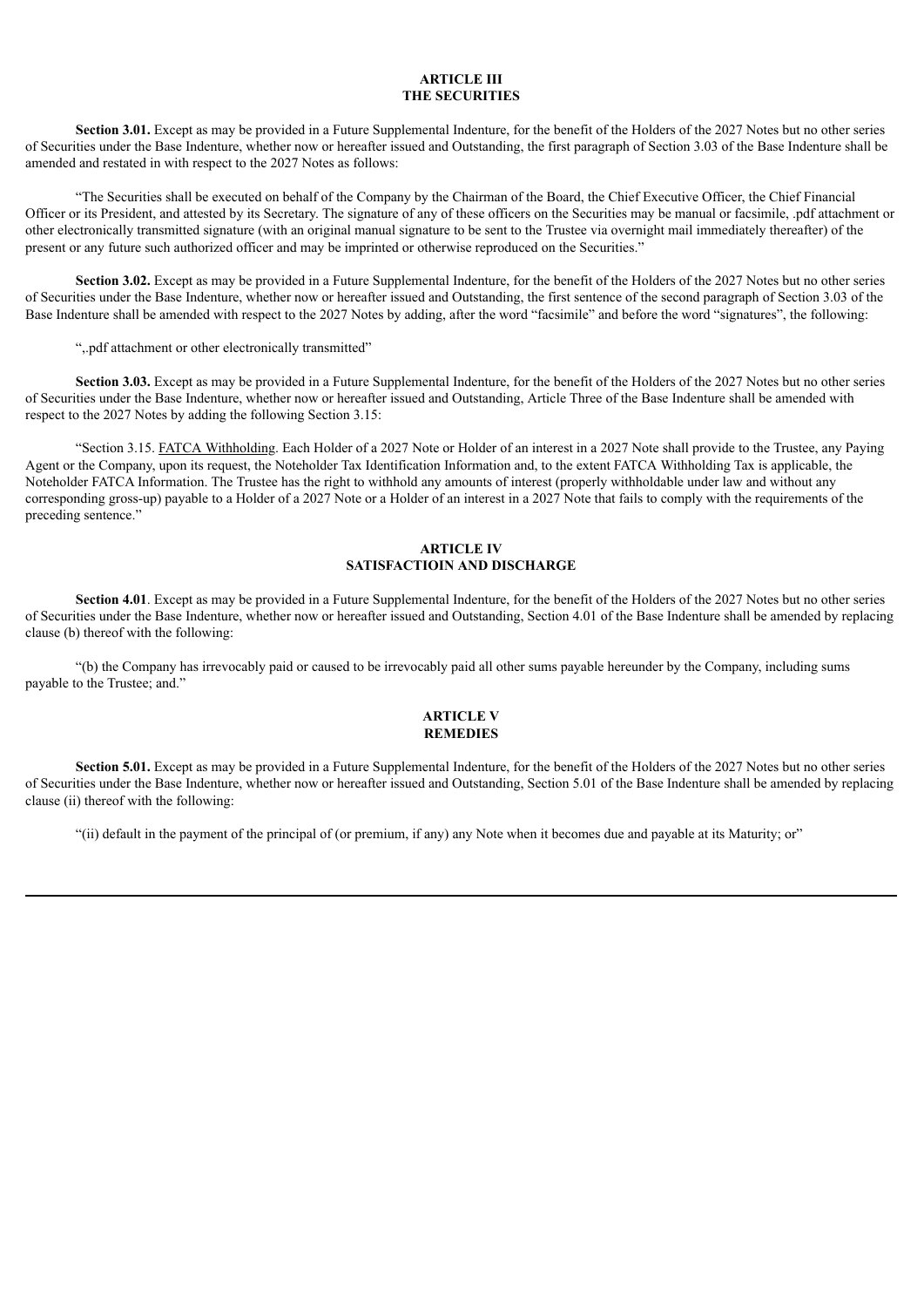## ARTICLE III
## THE SECURITIES

**Section 3.01.** Except as may be provided in a Future Supplemental Indenture, for the benefit of the Holders of the 2027 Notes but no other series of Securities under the Base Indenture, whether now or hereafter issued and Outstanding, the first paragraph of Section 3.03 of the Base Indenture shall be amended and restated in with respect to the 2027 Notes as follows:

"The Securities shall be executed on behalf of the Company by the Chairman of the Board, the Chief Executive Officer, the Chief Financial Officer or its President, and attested by its Secretary. The signature of any of these officers on the Securities may be manual or facsimile, .pdf attachment or other electronically transmitted signature (with an original manual signature to be sent to the Trustee via overnight mail immediately thereafter) of the present or any future such authorized officer and may be imprinted or otherwise reproduced on the Securities."

**Section 3.02.** Except as may be provided in a Future Supplemental Indenture, for the benefit of the Holders of the 2027 Notes but no other series of Securities under the Base Indenture, whether now or hereafter issued and Outstanding, the first sentence of the second paragraph of Section 3.03 of the Base Indenture shall be amended with respect to the 2027 Notes by adding, after the word "facsimile" and before the word "signatures", the following:

",.pdf attachment or other electronically transmitted"

**Section 3.03.** Except as may be provided in a Future Supplemental Indenture, for the benefit of the Holders of the 2027 Notes but no other series of Securities under the Base Indenture, whether now or hereafter issued and Outstanding, Article Three of the Base Indenture shall be amended with respect to the 2027 Notes by adding the following Section 3.15:

"Section 3.15. FATCA Withholding. Each Holder of a 2027 Note or Holder of an interest in a 2027 Note shall provide to the Trustee, any Paying Agent or the Company, upon its request, the Noteholder Tax Identification Information and, to the extent FATCA Withholding Tax is applicable, the Noteholder FATCA Information. The Trustee has the right to withhold any amounts of interest (properly withholdable under law and without any corresponding gross-up) payable to a Holder of a 2027 Note or a Holder of an interest in a 2027 Note that fails to comply with the requirements of the preceding sentence."

## ARTICLE IV
## SATISFACTIOIN AND DISCHARGE

**Section 4.01**. Except as may be provided in a Future Supplemental Indenture, for the benefit of the Holders of the 2027 Notes but no other series of Securities under the Base Indenture, whether now or hereafter issued and Outstanding, Section 4.01 of the Base Indenture shall be amended by replacing clause (b) thereof with the following:

"(b) the Company has irrevocably paid or caused to be irrevocably paid all other sums payable hereunder by the Company, including sums payable to the Trustee; and."

## ARTICLE V
## REMEDIES

**Section 5.01.** Except as may be provided in a Future Supplemental Indenture, for the benefit of the Holders of the 2027 Notes but no other series of Securities under the Base Indenture, whether now or hereafter issued and Outstanding, Section 5.01 of the Base Indenture shall be amended by replacing clause (ii) thereof with the following:

"(ii) default in the payment of the principal of (or premium, if any) any Note when it becomes due and payable at its Maturity; or"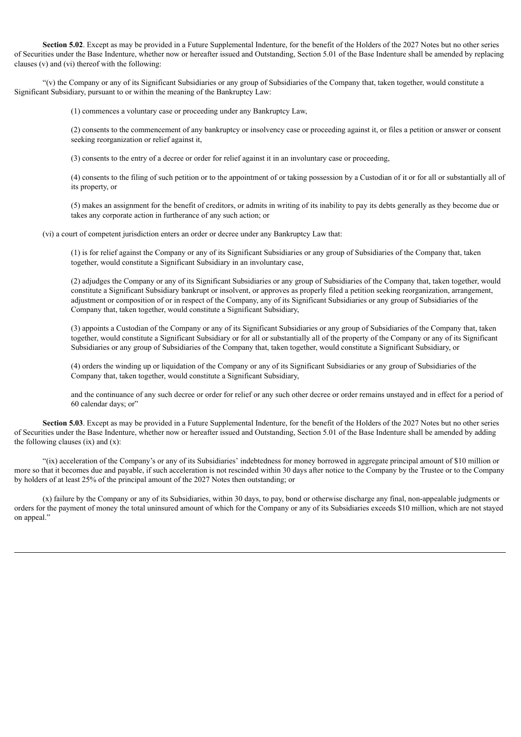**Section 5.02**. Except as may be provided in a Future Supplemental Indenture, for the benefit of the Holders of the 2027 Notes but no other series of Securities under the Base Indenture, whether now or hereafter issued and Outstanding, Section 5.01 of the Base Indenture shall be amended by replacing clauses (v) and (vi) thereof with the following:

"(v) the Company or any of its Significant Subsidiaries or any group of Subsidiaries of the Company that, taken together, would constitute a Significant Subsidiary, pursuant to or within the meaning of the Bankruptcy Law:

(1) commences a voluntary case or proceeding under any Bankruptcy Law,

(2) consents to the commencement of any bankruptcy or insolvency case or proceeding against it, or files a petition or answer or consent seeking reorganization or relief against it,

(3) consents to the entry of a decree or order for relief against it in an involuntary case or proceeding,

(4) consents to the filing of such petition or to the appointment of or taking possession by a Custodian of it or for all or substantially all of its property, or

(5) makes an assignment for the benefit of creditors, or admits in writing of its inability to pay its debts generally as they become due or takes any corporate action in furtherance of any such action; or

(vi) a court of competent jurisdiction enters an order or decree under any Bankruptcy Law that:

(1) is for relief against the Company or any of its Significant Subsidiaries or any group of Subsidiaries of the Company that, taken together, would constitute a Significant Subsidiary in an involuntary case,

(2) adjudges the Company or any of its Significant Subsidiaries or any group of Subsidiaries of the Company that, taken together, would constitute a Significant Subsidiary bankrupt or insolvent, or approves as properly filed a petition seeking reorganization, arrangement, adjustment or composition of or in respect of the Company, any of its Significant Subsidiaries or any group of Subsidiaries of the Company that, taken together, would constitute a Significant Subsidiary,

(3) appoints a Custodian of the Company or any of its Significant Subsidiaries or any group of Subsidiaries of the Company that, taken together, would constitute a Significant Subsidiary or for all or substantially all of the property of the Company or any of its Significant Subsidiaries or any group of Subsidiaries of the Company that, taken together, would constitute a Significant Subsidiary, or

(4) orders the winding up or liquidation of the Company or any of its Significant Subsidiaries or any group of Subsidiaries of the Company that, taken together, would constitute a Significant Subsidiary,

and the continuance of any such decree or order for relief or any such other decree or order remains unstayed and in effect for a period of 60 calendar days; or"

**Section 5.03**. Except as may be provided in a Future Supplemental Indenture, for the benefit of the Holders of the 2027 Notes but no other series of Securities under the Base Indenture, whether now or hereafter issued and Outstanding, Section 5.01 of the Base Indenture shall be amended by adding the following clauses (ix) and (x):

"(ix) acceleration of the Company's or any of its Subsidiaries' indebtedness for money borrowed in aggregate principal amount of $10 million or more so that it becomes due and payable, if such acceleration is not rescinded within 30 days after notice to the Company by the Trustee or to the Company by holders of at least 25% of the principal amount of the 2027 Notes then outstanding; or

(x) failure by the Company or any of its Subsidiaries, within 30 days, to pay, bond or otherwise discharge any final, non-appealable judgments or orders for the payment of money the total uninsured amount of which for the Company or any of its Subsidiaries exceeds $10 million, which are not stayed on appeal."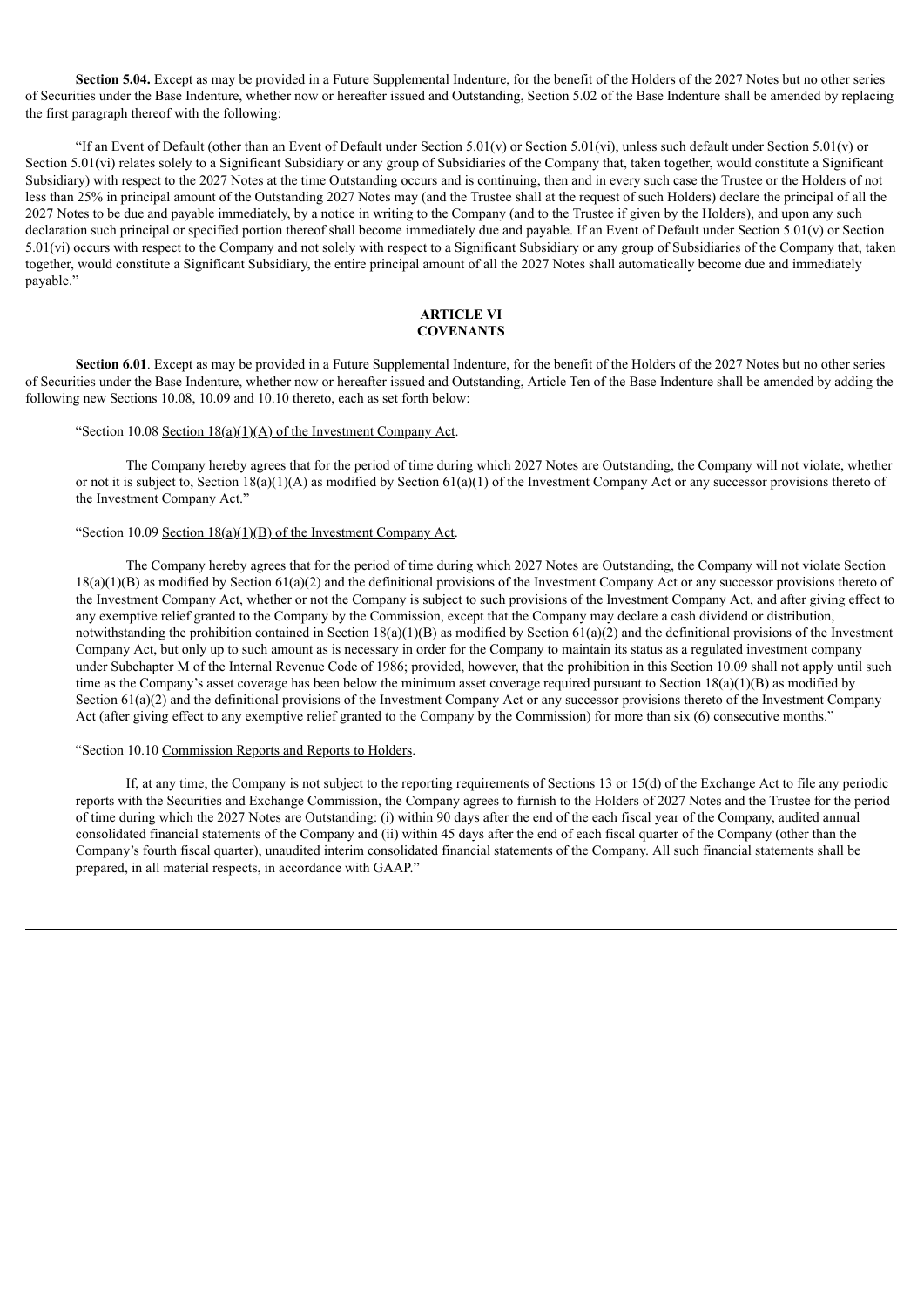**Section 5.04.** Except as may be provided in a Future Supplemental Indenture, for the benefit of the Holders of the 2027 Notes but no other series of Securities under the Base Indenture, whether now or hereafter issued and Outstanding, Section 5.02 of the Base Indenture shall be amended by replacing the first paragraph thereof with the following:

"If an Event of Default (other than an Event of Default under Section 5.01(v) or Section 5.01(vi), unless such default under Section 5.01(v) or Section 5.01(vi) relates solely to a Significant Subsidiary or any group of Subsidiaries of the Company that, taken together, would constitute a Significant Subsidiary) with respect to the 2027 Notes at the time Outstanding occurs and is continuing, then and in every such case the Trustee or the Holders of not less than 25% in principal amount of the Outstanding 2027 Notes may (and the Trustee shall at the request of such Holders) declare the principal of all the 2027 Notes to be due and payable immediately, by a notice in writing to the Company (and to the Trustee if given by the Holders), and upon any such declaration such principal or specified portion thereof shall become immediately due and payable. If an Event of Default under Section 5.01(v) or Section 5.01(vi) occurs with respect to the Company and not solely with respect to a Significant Subsidiary or any group of Subsidiaries of the Company that, taken together, would constitute a Significant Subsidiary, the entire principal amount of all the 2027 Notes shall automatically become due and immediately payable."

## ARTICLE VI
## COVENANTS

**Section 6.01**. Except as may be provided in a Future Supplemental Indenture, for the benefit of the Holders of the 2027 Notes but no other series of Securities under the Base Indenture, whether now or hereafter issued and Outstanding, Article Ten of the Base Indenture shall be amended by adding the following new Sections 10.08, 10.09 and 10.10 thereto, each as set forth below:

"Section 10.08 Section 18(a)(1)(A) of the Investment Company Act.

The Company hereby agrees that for the period of time during which 2027 Notes are Outstanding, the Company will not violate, whether or not it is subject to, Section 18(a)(1)(A) as modified by Section 61(a)(1) of the Investment Company Act or any successor provisions thereto of the Investment Company Act."

"Section 10.09 Section 18(a)(1)(B) of the Investment Company Act.

The Company hereby agrees that for the period of time during which 2027 Notes are Outstanding, the Company will not violate Section 18(a)(1)(B) as modified by Section 61(a)(2) and the definitional provisions of the Investment Company Act or any successor provisions thereto of the Investment Company Act, whether or not the Company is subject to such provisions of the Investment Company Act, and after giving effect to any exemptive relief granted to the Company by the Commission, except that the Company may declare a cash dividend or distribution, notwithstanding the prohibition contained in Section 18(a)(1)(B) as modified by Section 61(a)(2) and the definitional provisions of the Investment Company Act, but only up to such amount as is necessary in order for the Company to maintain its status as a regulated investment company under Subchapter M of the Internal Revenue Code of 1986; provided, however, that the prohibition in this Section 10.09 shall not apply until such time as the Company's asset coverage has been below the minimum asset coverage required pursuant to Section 18(a)(1)(B) as modified by Section 61(a)(2) and the definitional provisions of the Investment Company Act or any successor provisions thereto of the Investment Company Act (after giving effect to any exemptive relief granted to the Company by the Commission) for more than six (6) consecutive months."

"Section 10.10 Commission Reports and Reports to Holders.

If, at any time, the Company is not subject to the reporting requirements of Sections 13 or 15(d) of the Exchange Act to file any periodic reports with the Securities and Exchange Commission, the Company agrees to furnish to the Holders of 2027 Notes and the Trustee for the period of time during which the 2027 Notes are Outstanding: (i) within 90 days after the end of the each fiscal year of the Company, audited annual consolidated financial statements of the Company and (ii) within 45 days after the end of each fiscal quarter of the Company (other than the Company's fourth fiscal quarter), unaudited interim consolidated financial statements of the Company. All such financial statements shall be prepared, in all material respects, in accordance with GAAP."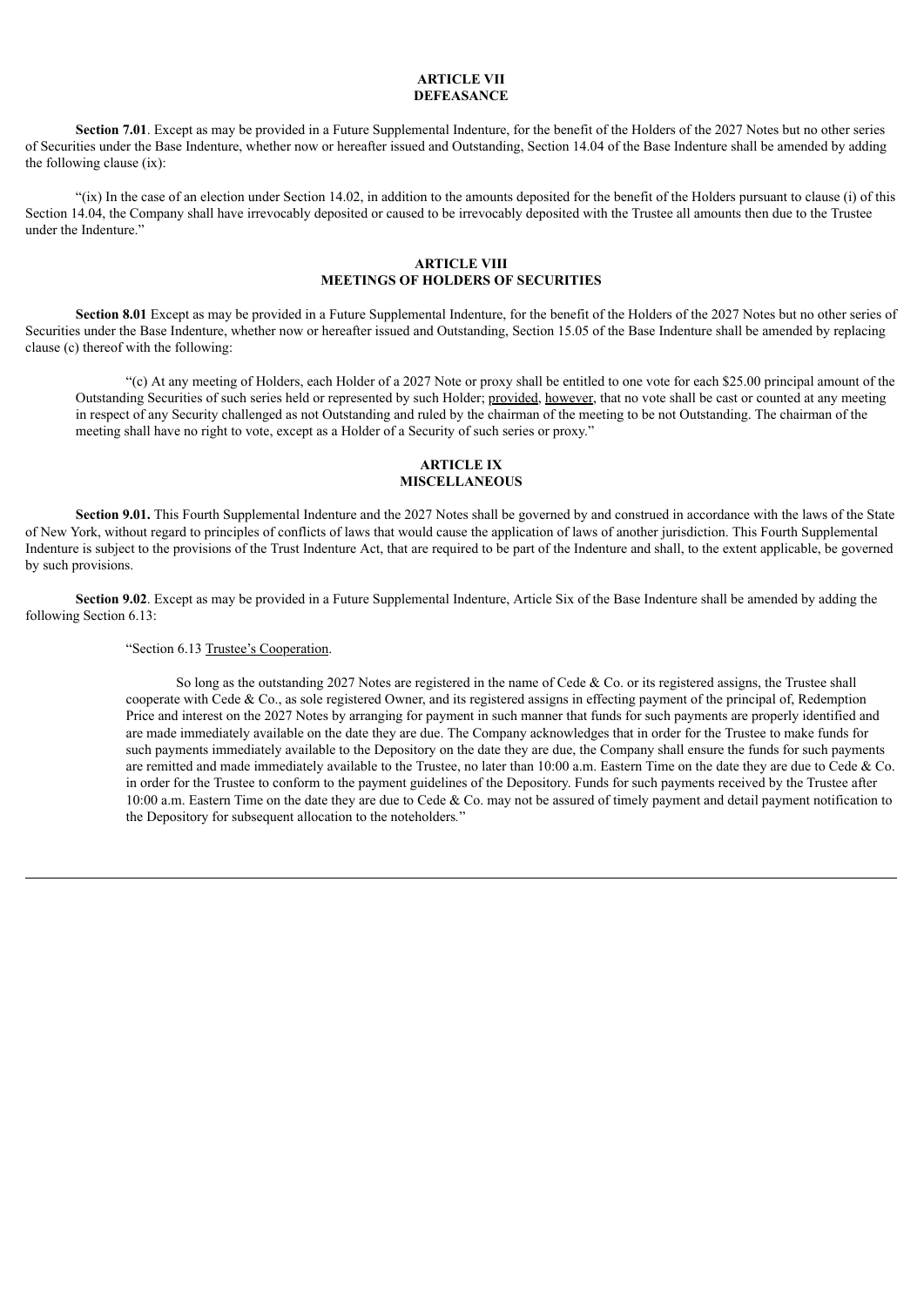## ARTICLE VII
## DEFEASANCE

**Section 7.01**. Except as may be provided in a Future Supplemental Indenture, for the benefit of the Holders of the 2027 Notes but no other series of Securities under the Base Indenture, whether now or hereafter issued and Outstanding, Section 14.04 of the Base Indenture shall be amended by adding the following clause (ix):

"(ix) In the case of an election under Section 14.02, in addition to the amounts deposited for the benefit of the Holders pursuant to clause (i) of this Section 14.04, the Company shall have irrevocably deposited or caused to be irrevocably deposited with the Trustee all amounts then due to the Trustee under the Indenture."

## ARTICLE VIII
## MEETINGS OF HOLDERS OF SECURITIES

**Section 8.01** Except as may be provided in a Future Supplemental Indenture, for the benefit of the Holders of the 2027 Notes but no other series of Securities under the Base Indenture, whether now or hereafter issued and Outstanding, Section 15.05 of the Base Indenture shall be amended by replacing clause (c) thereof with the following:

"(c) At any meeting of Holders, each Holder of a 2027 Note or proxy shall be entitled to one vote for each $25.00 principal amount of the Outstanding Securities of such series held or represented by such Holder; provided, however, that no vote shall be cast or counted at any meeting in respect of any Security challenged as not Outstanding and ruled by the chairman of the meeting to be not Outstanding. The chairman of the meeting shall have no right to vote, except as a Holder of a Security of such series or proxy."

## ARTICLE IX
## MISCELLANEOUS

**Section 9.01.** This Fourth Supplemental Indenture and the 2027 Notes shall be governed by and construed in accordance with the laws of the State of New York, without regard to principles of conflicts of laws that would cause the application of laws of another jurisdiction. This Fourth Supplemental Indenture is subject to the provisions of the Trust Indenture Act, that are required to be part of the Indenture and shall, to the extent applicable, be governed by such provisions.

**Section 9.02**. Except as may be provided in a Future Supplemental Indenture, Article Six of the Base Indenture shall be amended by adding the following Section 6.13:

"Section 6.13 Trustee's Cooperation.

So long as the outstanding 2027 Notes are registered in the name of Cede & Co. or its registered assigns, the Trustee shall cooperate with Cede & Co., as sole registered Owner, and its registered assigns in effecting payment of the principal of, Redemption Price and interest on the 2027 Notes by arranging for payment in such manner that funds for such payments are properly identified and are made immediately available on the date they are due. The Company acknowledges that in order for the Trustee to make funds for such payments immediately available to the Depository on the date they are due, the Company shall ensure the funds for such payments are remitted and made immediately available to the Trustee, no later than 10:00 a.m. Eastern Time on the date they are due to Cede & Co. in order for the Trustee to conform to the payment guidelines of the Depository. Funds for such payments received by the Trustee after 10:00 a.m. Eastern Time on the date they are due to Cede & Co. may not be assured of timely payment and detail payment notification to the Depository for subsequent allocation to the noteholders."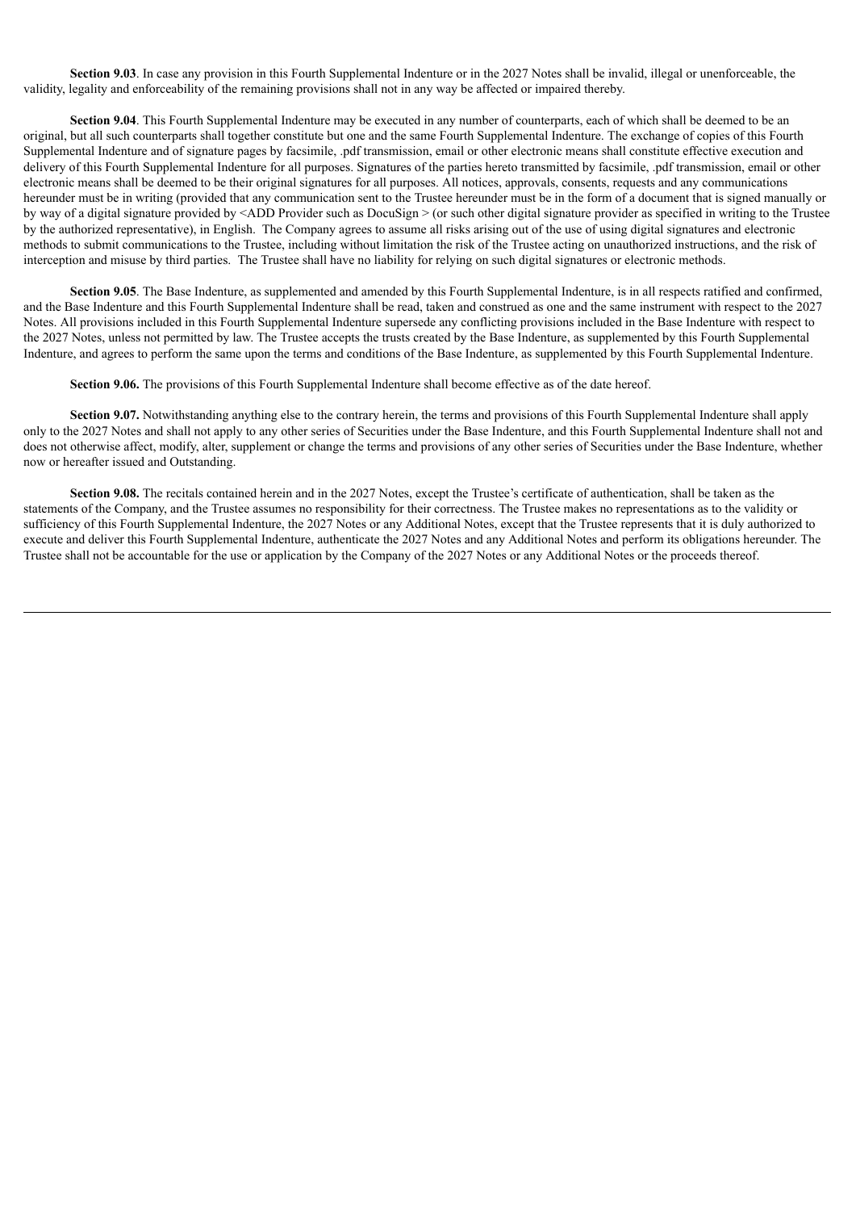**Section 9.03**. In case any provision in this Fourth Supplemental Indenture or in the 2027 Notes shall be invalid, illegal or unenforceable, the validity, legality and enforceability of the remaining provisions shall not in any way be affected or impaired thereby.

**Section 9.04**. This Fourth Supplemental Indenture may be executed in any number of counterparts, each of which shall be deemed to be an original, but all such counterparts shall together constitute but one and the same Fourth Supplemental Indenture. The exchange of copies of this Fourth Supplemental Indenture and of signature pages by facsimile, .pdf transmission, email or other electronic means shall constitute effective execution and delivery of this Fourth Supplemental Indenture for all purposes. Signatures of the parties hereto transmitted by facsimile, .pdf transmission, email or other electronic means shall be deemed to be their original signatures for all purposes. All notices, approvals, consents, requests and any communications hereunder must be in writing (provided that any communication sent to the Trustee hereunder must be in the form of a document that is signed manually or by way of a digital signature provided by <ADD Provider such as DocuSign > (or such other digital signature provider as specified in writing to the Trustee by the authorized representative), in English. The Company agrees to assume all risks arising out of the use of using digital signatures and electronic methods to submit communications to the Trustee, including without limitation the risk of the Trustee acting on unauthorized instructions, and the risk of interception and misuse by third parties. The Trustee shall have no liability for relying on such digital signatures or electronic methods.

**Section 9.05**. The Base Indenture, as supplemented and amended by this Fourth Supplemental Indenture, is in all respects ratified and confirmed, and the Base Indenture and this Fourth Supplemental Indenture shall be read, taken and construed as one and the same instrument with respect to the 2027 Notes. All provisions included in this Fourth Supplemental Indenture supersede any conflicting provisions included in the Base Indenture with respect to the 2027 Notes, unless not permitted by law. The Trustee accepts the trusts created by the Base Indenture, as supplemented by this Fourth Supplemental Indenture, and agrees to perform the same upon the terms and conditions of the Base Indenture, as supplemented by this Fourth Supplemental Indenture.

**Section 9.06.** The provisions of this Fourth Supplemental Indenture shall become effective as of the date hereof.

**Section 9.07.** Notwithstanding anything else to the contrary herein, the terms and provisions of this Fourth Supplemental Indenture shall apply only to the 2027 Notes and shall not apply to any other series of Securities under the Base Indenture, and this Fourth Supplemental Indenture shall not and does not otherwise affect, modify, alter, supplement or change the terms and provisions of any other series of Securities under the Base Indenture, whether now or hereafter issued and Outstanding.

**Section 9.08.** The recitals contained herein and in the 2027 Notes, except the Trustee's certificate of authentication, shall be taken as the statements of the Company, and the Trustee assumes no responsibility for their correctness. The Trustee makes no representations as to the validity or sufficiency of this Fourth Supplemental Indenture, the 2027 Notes or any Additional Notes, except that the Trustee represents that it is duly authorized to execute and deliver this Fourth Supplemental Indenture, authenticate the 2027 Notes and any Additional Notes and perform its obligations hereunder. The Trustee shall not be accountable for the use or application by the Company of the 2027 Notes or any Additional Notes or the proceeds thereof.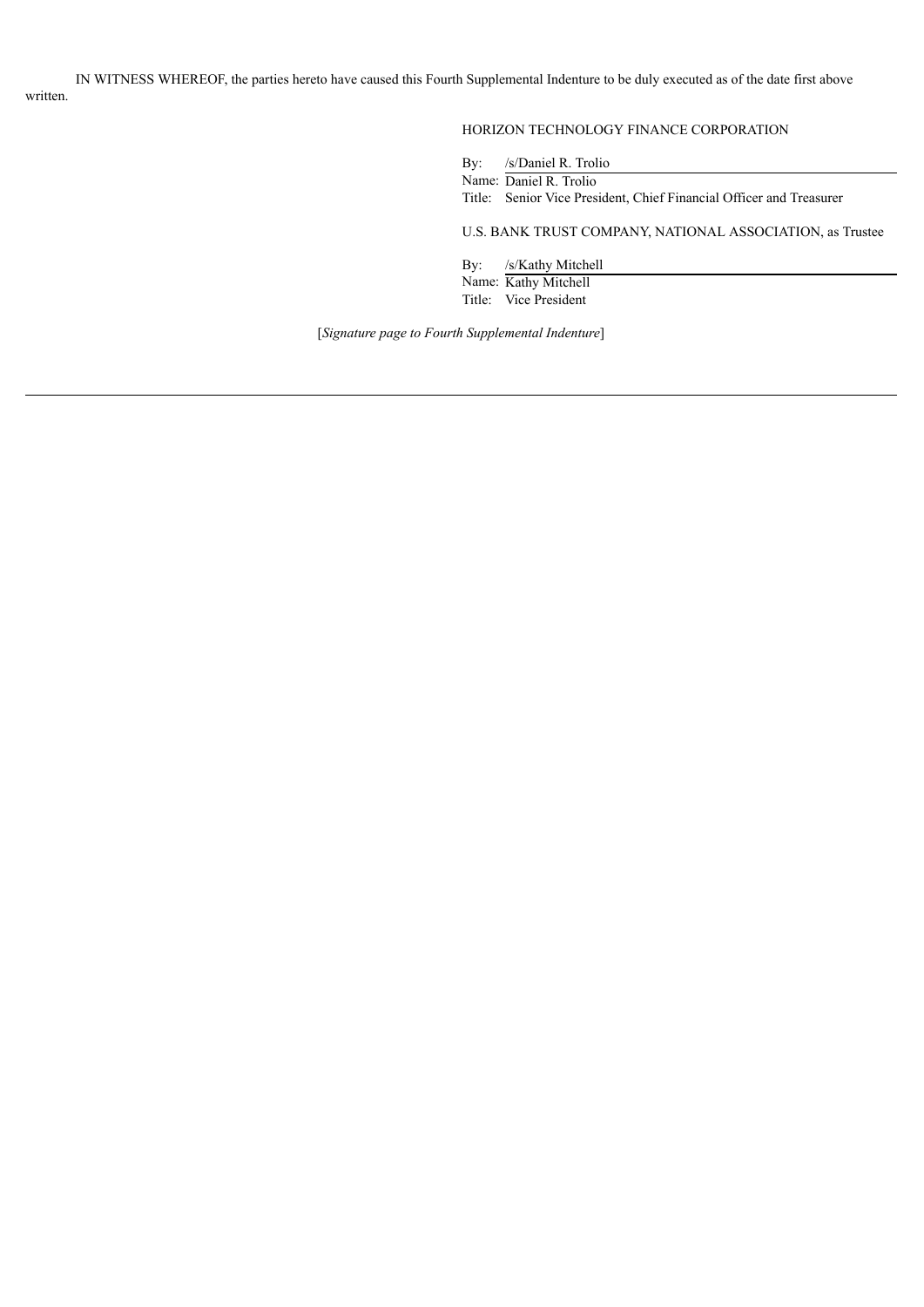IN WITNESS WHEREOF, the parties hereto have caused this Fourth Supplemental Indenture to be duly executed as of the date first above written.

HORIZON TECHNOLOGY FINANCE CORPORATION

By: /s/Daniel R. Trolio
Name: Daniel R. Trolio
Title: Senior Vice President, Chief Financial Officer and Treasurer

U.S. BANK TRUST COMPANY, NATIONAL ASSOCIATION, as Trustee

By: /s/Kathy Mitchell
Name: Kathy Mitchell
Title: Vice President

[*Signature page to Fourth Supplemental Indenture*]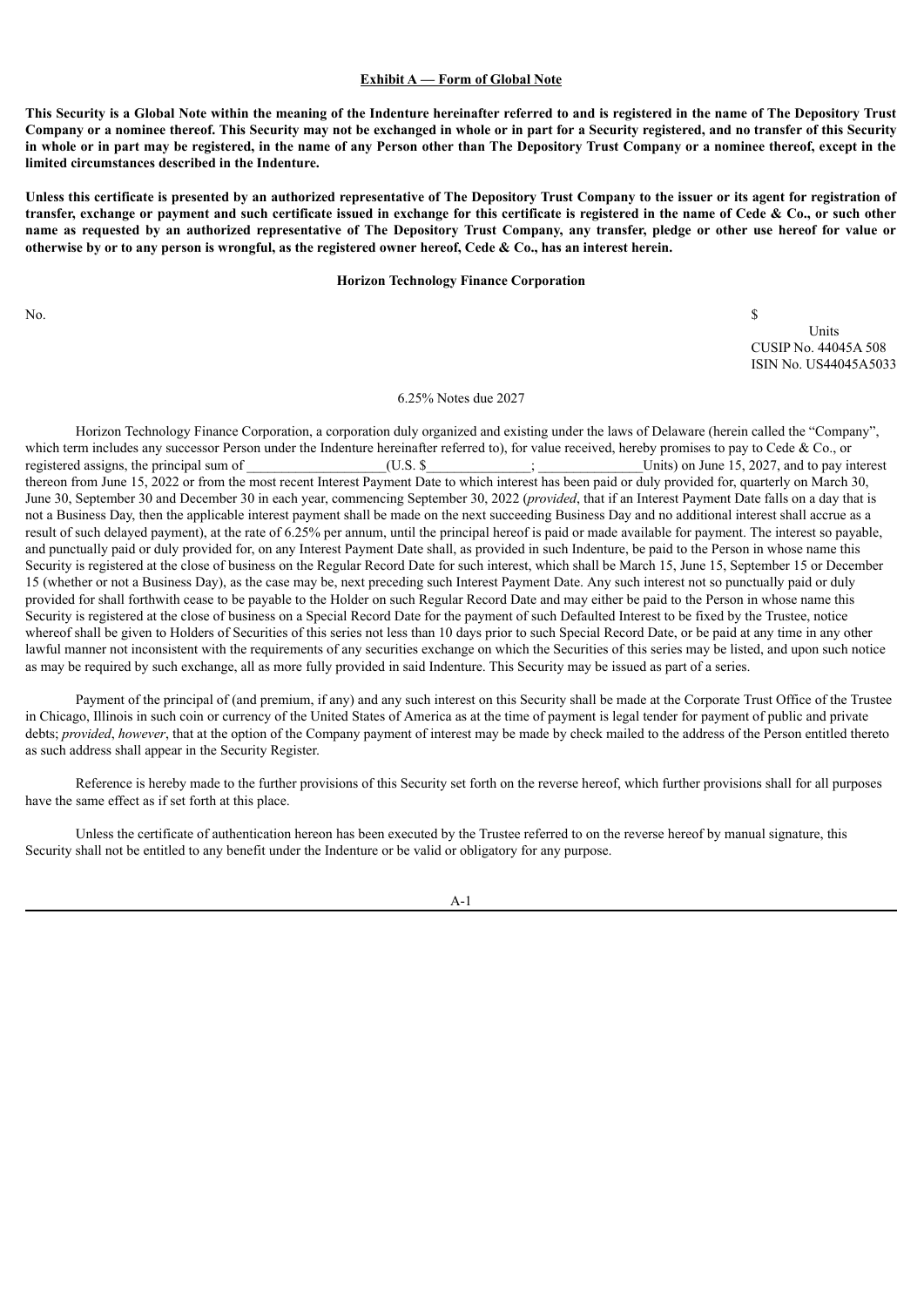**Exhibit A — Form of Global Note**

**This Security is a Global Note within the meaning of the Indenture hereinafter referred to and is registered in the name of The Depository Trust Company or a nominee thereof. This Security may not be exchanged in whole or in part for a Security registered, and no transfer of this Security in whole or in part may be registered, in the name of any Person other than The Depository Trust Company or a nominee thereof, except in the limited circumstances described in the Indenture.**

**Unless this certificate is presented by an authorized representative of The Depository Trust Company to the issuer or its agent for registration of transfer, exchange or payment and such certificate issued in exchange for this certificate is registered in the name of Cede & Co., or such other name as requested by an authorized representative of The Depository Trust Company, any transfer, pledge or other use hereof for value or otherwise by or to any person is wrongful, as the registered owner hereof, Cede & Co., has an interest herein.**

**Horizon Technology Finance Corporation**

No. $

Units
CUSIP No. 44045A 508
ISIN No. US44045A5033

6.25% Notes due 2027

Horizon Technology Finance Corporation, a corporation duly organized and existing under the laws of Delaware (herein called the "Company", which term includes any successor Person under the Indenture hereinafter referred to), for value received, hereby promises to pay to Cede & Co., or registered assigns, the principal sum of ____________________(U.S. $_______________; _______________Units) on June 15, 2027, and to pay interest thereon from June 15, 2022 or from the most recent Interest Payment Date to which interest has been paid or duly provided for, quarterly on March 30, June 30, September 30 and December 30 in each year, commencing September 30, 2022 (*provided*, that if an Interest Payment Date falls on a day that is not a Business Day, then the applicable interest payment shall be made on the next succeeding Business Day and no additional interest shall accrue as a result of such delayed payment), at the rate of 6.25% per annum, until the principal hereof is paid or made available for payment. The interest so payable, and punctually paid or duly provided for, on any Interest Payment Date shall, as provided in such Indenture, be paid to the Person in whose name this Security is registered at the close of business on the Regular Record Date for such interest, which shall be March 15, June 15, September 15 or December 15 (whether or not a Business Day), as the case may be, next preceding such Interest Payment Date. Any such interest not so punctually paid or duly provided for shall forthwith cease to be payable to the Holder on such Regular Record Date and may either be paid to the Person in whose name this Security is registered at the close of business on a Special Record Date for the payment of such Defaulted Interest to be fixed by the Trustee, notice whereof shall be given to Holders of Securities of this series not less than 10 days prior to such Special Record Date, or be paid at any time in any other lawful manner not inconsistent with the requirements of any securities exchange on which the Securities of this series may be listed, and upon such notice as may be required by such exchange, all as more fully provided in said Indenture. This Security may be issued as part of a series.

Payment of the principal of (and premium, if any) and any such interest on this Security shall be made at the Corporate Trust Office of the Trustee in Chicago, Illinois in such coin or currency of the United States of America as at the time of payment is legal tender for payment of public and private debts; *provided*, *however*, that at the option of the Company payment of interest may be made by check mailed to the address of the Person entitled thereto as such address shall appear in the Security Register.

Reference is hereby made to the further provisions of this Security set forth on the reverse hereof, which further provisions shall for all purposes have the same effect as if set forth at this place.

Unless the certificate of authentication hereon has been executed by the Trustee referred to on the reverse hereof by manual signature, this Security shall not be entitled to any benefit under the Indenture or be valid or obligatory for any purpose.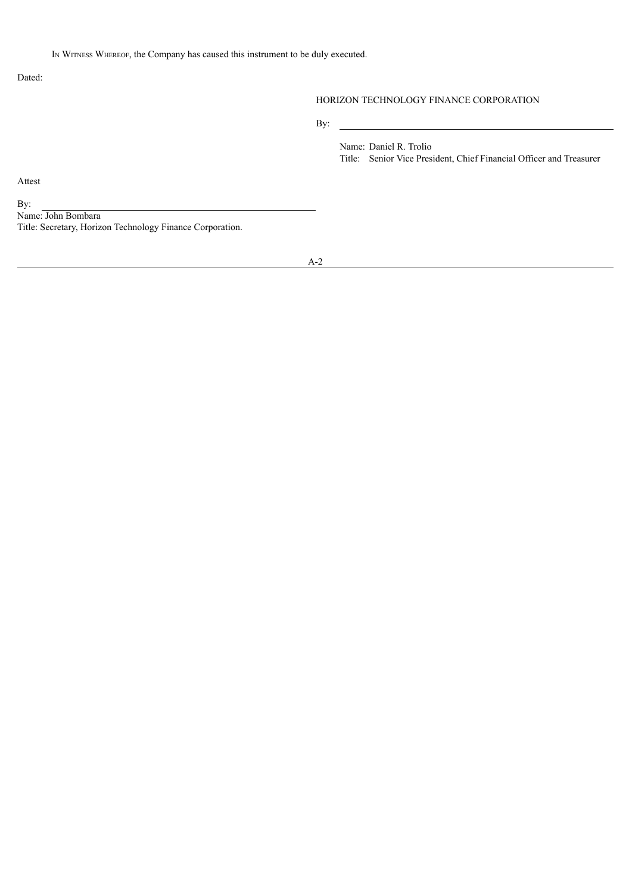IN WITNESS WHEREOF, the Company has caused this instrument to be duly executed.

Dated:

HORIZON TECHNOLOGY FINANCE CORPORATION

By: \_\_\_\_\_\_\_\_\_\_\_\_\_\_\_\_\_\_\_\_\_\_\_\_\_\_\_\_\_\_

Name: Daniel R. Trolio
Title: Senior Vice President, Chief Financial Officer and Treasurer

Attest

By: \_\_\_\_\_\_\_\_\_\_\_\_\_\_\_\_\_\_\_\_\_\_\_\_\_\_\_\_\_\_
Name: John Bombara
Title: Secretary, Horizon Technology Finance Corporation.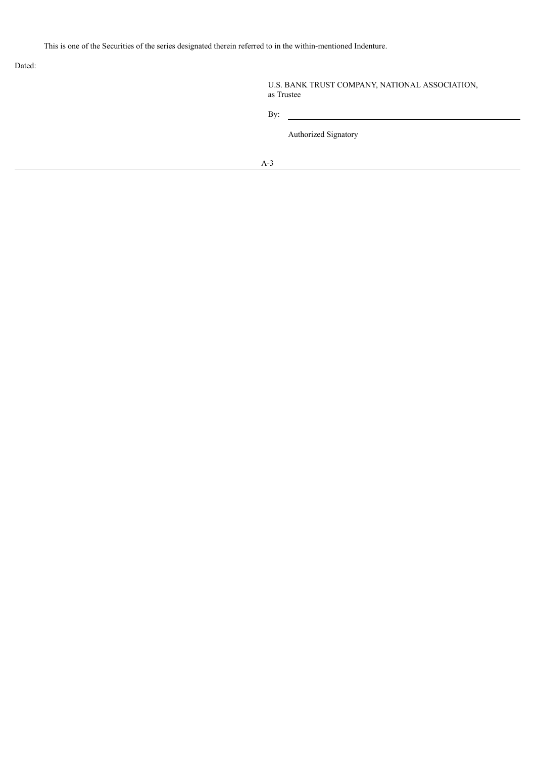This is one of the Securities of the series designated therein referred to in the within-mentioned Indenture.

Dated:

U.S. BANK TRUST COMPANY, NATIONAL ASSOCIATION,
as Trustee

By: \_\_\_\_\_\_\_\_\_\_\_\_\_\_\_\_\_\_\_\_\_\_\_\_\_\_\_\_\_\_\_\_\_\_\_\_

Authorized Signatory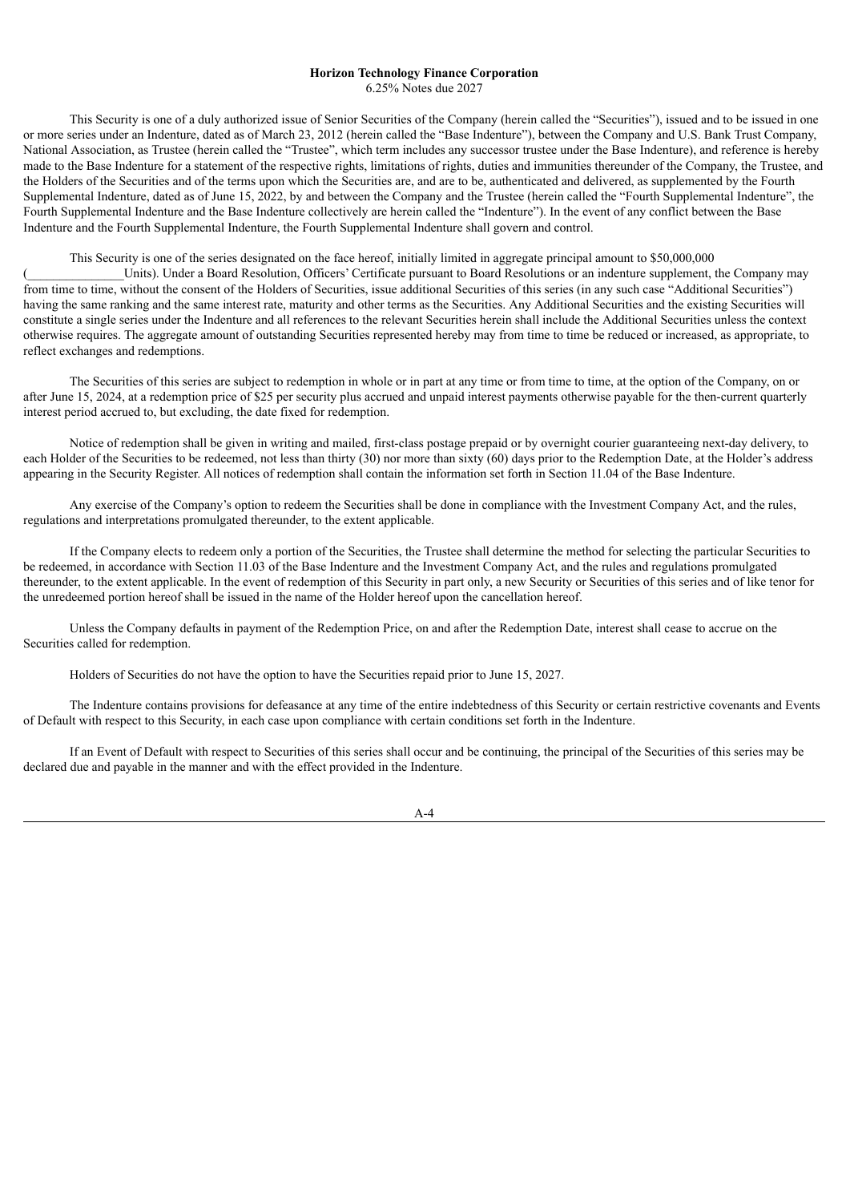**Horizon Technology Finance Corporation**
6.25% Notes due 2027

This Security is one of a duly authorized issue of Senior Securities of the Company (herein called the "Securities"), issued and to be issued in one or more series under an Indenture, dated as of March 23, 2012 (herein called the "Base Indenture"), between the Company and U.S. Bank Trust Company, National Association, as Trustee (herein called the "Trustee", which term includes any successor trustee under the Base Indenture), and reference is hereby made to the Base Indenture for a statement of the respective rights, limitations of rights, duties and immunities thereunder of the Company, the Trustee, and the Holders of the Securities and of the terms upon which the Securities are, and are to be, authenticated and delivered, as supplemented by the Fourth Supplemental Indenture, dated as of June 15, 2022, by and between the Company and the Trustee (herein called the "Fourth Supplemental Indenture", the Fourth Supplemental Indenture and the Base Indenture collectively are herein called the "Indenture"). In the event of any conflict between the Base Indenture and the Fourth Supplemental Indenture, the Fourth Supplemental Indenture shall govern and control.

This Security is one of the series designated on the face hereof, initially limited in aggregate principal amount to $50,000,000 (_______________Units). Under a Board Resolution, Officers' Certificate pursuant to Board Resolutions or an indenture supplement, the Company may from time to time, without the consent of the Holders of Securities, issue additional Securities of this series (in any such case "Additional Securities") having the same ranking and the same interest rate, maturity and other terms as the Securities. Any Additional Securities and the existing Securities will constitute a single series under the Indenture and all references to the relevant Securities herein shall include the Additional Securities unless the context otherwise requires. The aggregate amount of outstanding Securities represented hereby may from time to time be reduced or increased, as appropriate, to reflect exchanges and redemptions.

The Securities of this series are subject to redemption in whole or in part at any time or from time to time, at the option of the Company, on or after June 15, 2024, at a redemption price of $25 per security plus accrued and unpaid interest payments otherwise payable for the then-current quarterly interest period accrued to, but excluding, the date fixed for redemption.

Notice of redemption shall be given in writing and mailed, first-class postage prepaid or by overnight courier guaranteeing next-day delivery, to each Holder of the Securities to be redeemed, not less than thirty (30) nor more than sixty (60) days prior to the Redemption Date, at the Holder's address appearing in the Security Register. All notices of redemption shall contain the information set forth in Section 11.04 of the Base Indenture.

Any exercise of the Company's option to redeem the Securities shall be done in compliance with the Investment Company Act, and the rules, regulations and interpretations promulgated thereunder, to the extent applicable.

If the Company elects to redeem only a portion of the Securities, the Trustee shall determine the method for selecting the particular Securities to be redeemed, in accordance with Section 11.03 of the Base Indenture and the Investment Company Act, and the rules and regulations promulgated thereunder, to the extent applicable. In the event of redemption of this Security in part only, a new Security or Securities of this series and of like tenor for the unredeemed portion hereof shall be issued in the name of the Holder hereof upon the cancellation hereof.

Unless the Company defaults in payment of the Redemption Price, on and after the Redemption Date, interest shall cease to accrue on the Securities called for redemption.

Holders of Securities do not have the option to have the Securities repaid prior to June 15, 2027.

The Indenture contains provisions for defeasance at any time of the entire indebtedness of this Security or certain restrictive covenants and Events of Default with respect to this Security, in each case upon compliance with certain conditions set forth in the Indenture.

If an Event of Default with respect to Securities of this series shall occur and be continuing, the principal of the Securities of this series may be declared due and payable in the manner and with the effect provided in the Indenture.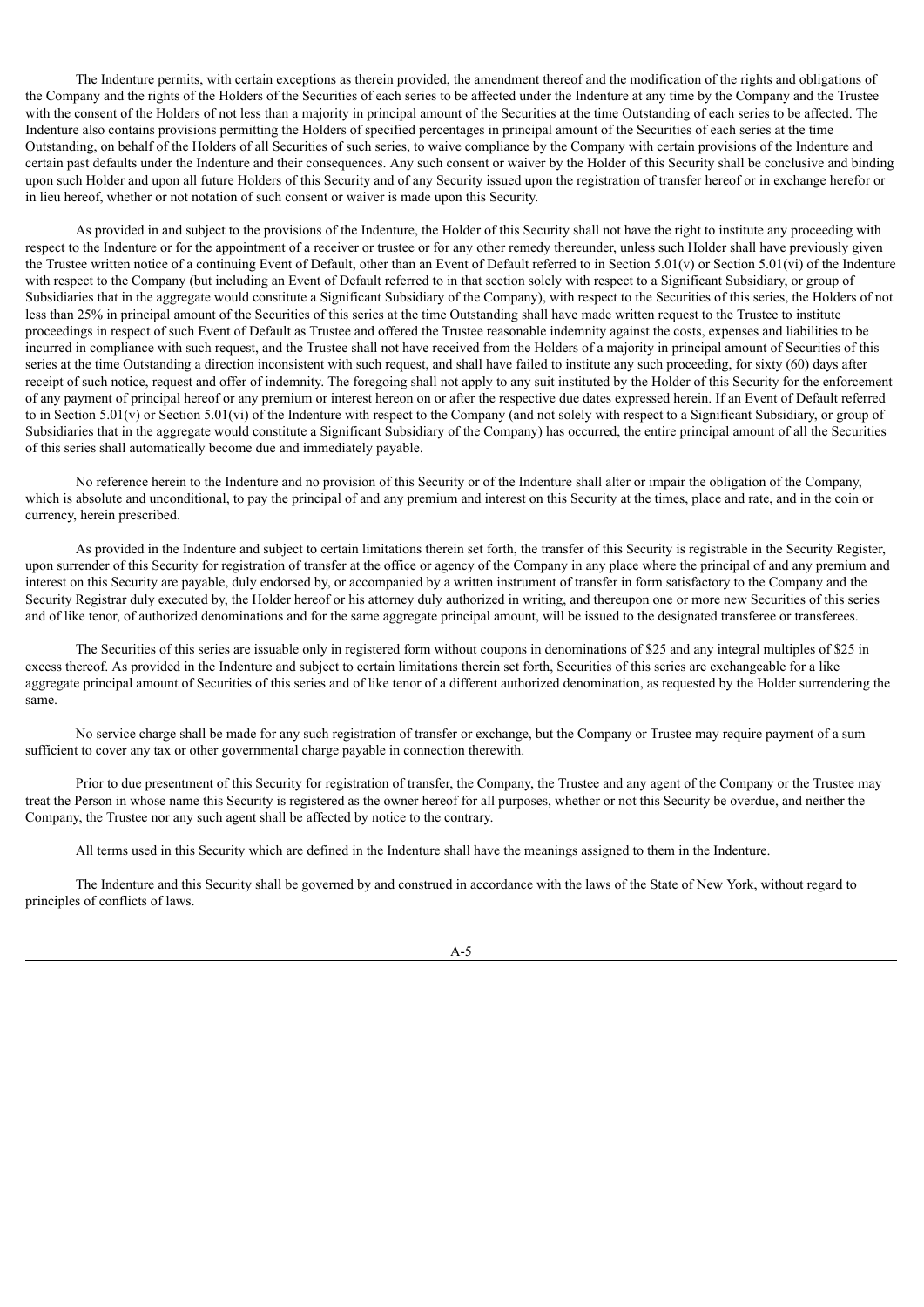The Indenture permits, with certain exceptions as therein provided, the amendment thereof and the modification of the rights and obligations of the Company and the rights of the Holders of the Securities of each series to be affected under the Indenture at any time by the Company and the Trustee with the consent of the Holders of not less than a majority in principal amount of the Securities at the time Outstanding of each series to be affected. The Indenture also contains provisions permitting the Holders of specified percentages in principal amount of the Securities of each series at the time Outstanding, on behalf of the Holders of all Securities of such series, to waive compliance by the Company with certain provisions of the Indenture and certain past defaults under the Indenture and their consequences. Any such consent or waiver by the Holder of this Security shall be conclusive and binding upon such Holder and upon all future Holders of this Security and of any Security issued upon the registration of transfer hereof or in exchange herefor or in lieu hereof, whether or not notation of such consent or waiver is made upon this Security.

As provided in and subject to the provisions of the Indenture, the Holder of this Security shall not have the right to institute any proceeding with respect to the Indenture or for the appointment of a receiver or trustee or for any other remedy thereunder, unless such Holder shall have previously given the Trustee written notice of a continuing Event of Default, other than an Event of Default referred to in Section 5.01(v) or Section 5.01(vi) of the Indenture with respect to the Company (but including an Event of Default referred to in that section solely with respect to a Significant Subsidiary, or group of Subsidiaries that in the aggregate would constitute a Significant Subsidiary of the Company), with respect to the Securities of this series, the Holders of not less than 25% in principal amount of the Securities of this series at the time Outstanding shall have made written request to the Trustee to institute proceedings in respect of such Event of Default as Trustee and offered the Trustee reasonable indemnity against the costs, expenses and liabilities to be incurred in compliance with such request, and the Trustee shall not have received from the Holders of a majority in principal amount of Securities of this series at the time Outstanding a direction inconsistent with such request, and shall have failed to institute any such proceeding, for sixty (60) days after receipt of such notice, request and offer of indemnity. The foregoing shall not apply to any suit instituted by the Holder of this Security for the enforcement of any payment of principal hereof or any premium or interest hereon on or after the respective due dates expressed herein. If an Event of Default referred to in Section 5.01(v) or Section 5.01(vi) of the Indenture with respect to the Company (and not solely with respect to a Significant Subsidiary, or group of Subsidiaries that in the aggregate would constitute a Significant Subsidiary of the Company) has occurred, the entire principal amount of all the Securities of this series shall automatically become due and immediately payable.

No reference herein to the Indenture and no provision of this Security or of the Indenture shall alter or impair the obligation of the Company, which is absolute and unconditional, to pay the principal of and any premium and interest on this Security at the times, place and rate, and in the coin or currency, herein prescribed.

As provided in the Indenture and subject to certain limitations therein set forth, the transfer of this Security is registrable in the Security Register, upon surrender of this Security for registration of transfer at the office or agency of the Company in any place where the principal of and any premium and interest on this Security are payable, duly endorsed by, or accompanied by a written instrument of transfer in form satisfactory to the Company and the Security Registrar duly executed by, the Holder hereof or his attorney duly authorized in writing, and thereupon one or more new Securities of this series and of like tenor, of authorized denominations and for the same aggregate principal amount, will be issued to the designated transferee or transferees.

The Securities of this series are issuable only in registered form without coupons in denominations of $25 and any integral multiples of $25 in excess thereof. As provided in the Indenture and subject to certain limitations therein set forth, Securities of this series are exchangeable for a like aggregate principal amount of Securities of this series and of like tenor of a different authorized denomination, as requested by the Holder surrendering the same.

No service charge shall be made for any such registration of transfer or exchange, but the Company or Trustee may require payment of a sum sufficient to cover any tax or other governmental charge payable in connection therewith.

Prior to due presentment of this Security for registration of transfer, the Company, the Trustee and any agent of the Company or the Trustee may treat the Person in whose name this Security is registered as the owner hereof for all purposes, whether or not this Security be overdue, and neither the Company, the Trustee nor any such agent shall be affected by notice to the contrary.

All terms used in this Security which are defined in the Indenture shall have the meanings assigned to them in the Indenture.

The Indenture and this Security shall be governed by and construed in accordance with the laws of the State of New York, without regard to principles of conflicts of laws.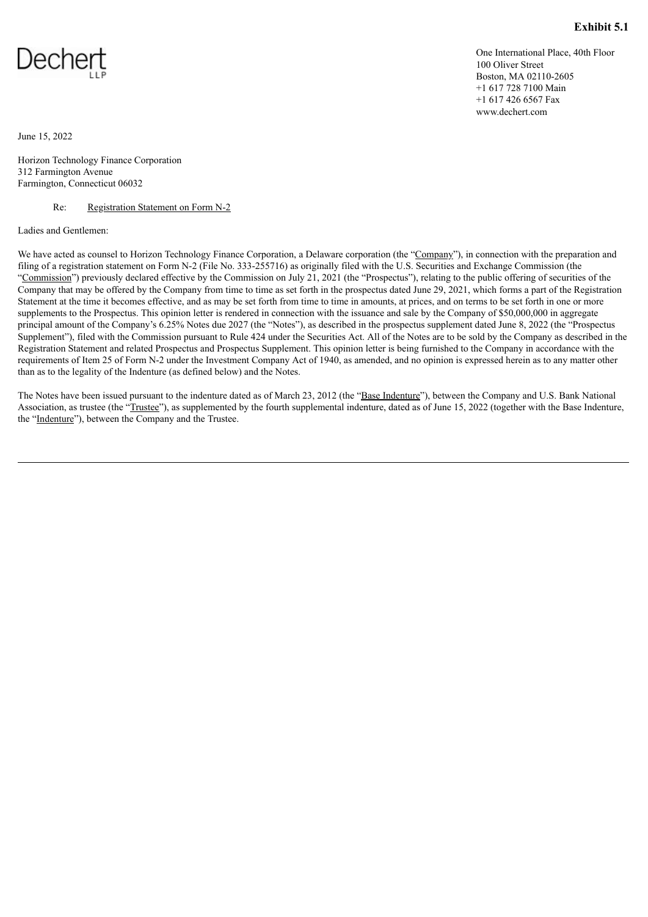**Exhibit 5.1**

Dechert LLP

One International Place, 40th Floor
100 Oliver Street
Boston, MA 02110-2605
+1 617 728 7100 Main
+1 617 426 6567 Fax
www.dechert.com

June 15, 2022

Horizon Technology Finance Corporation
312 Farmington Avenue
Farmington, Connecticut 06032

Re: Registration Statement on Form N-2

Ladies and Gentlemen:

We have acted as counsel to Horizon Technology Finance Corporation, a Delaware corporation (the "Company"), in connection with the preparation and filing of a registration statement on Form N-2 (File No. 333-255716) as originally filed with the U.S. Securities and Exchange Commission (the "Commission") previously declared effective by the Commission on July 21, 2021 (the "Prospectus"), relating to the public offering of securities of the Company that may be offered by the Company from time to time as set forth in the prospectus dated June 29, 2021, which forms a part of the Registration Statement at the time it becomes effective, and as may be set forth from time to time in amounts, at prices, and on terms to be set forth in one or more supplements to the Prospectus. This opinion letter is rendered in connection with the issuance and sale by the Company of $50,000,000 in aggregate principal amount of the Company's 6.25% Notes due 2027 (the "Notes"), as described in the prospectus supplement dated June 8, 2022 (the "Prospectus Supplement"), filed with the Commission pursuant to Rule 424 under the Securities Act. All of the Notes are to be sold by the Company as described in the Registration Statement and related Prospectus and Prospectus Supplement. This opinion letter is being furnished to the Company in accordance with the requirements of Item 25 of Form N-2 under the Investment Company Act of 1940, as amended, and no opinion is expressed herein as to any matter other than as to the legality of the Indenture (as defined below) and the Notes.

The Notes have been issued pursuant to the indenture dated as of March 23, 2012 (the "Base Indenture"), between the Company and U.S. Bank National Association, as trustee (the "Trustee"), as supplemented by the fourth supplemental indenture, dated as of June 15, 2022 (together with the Base Indenture, the "Indenture"), between the Company and the Trustee.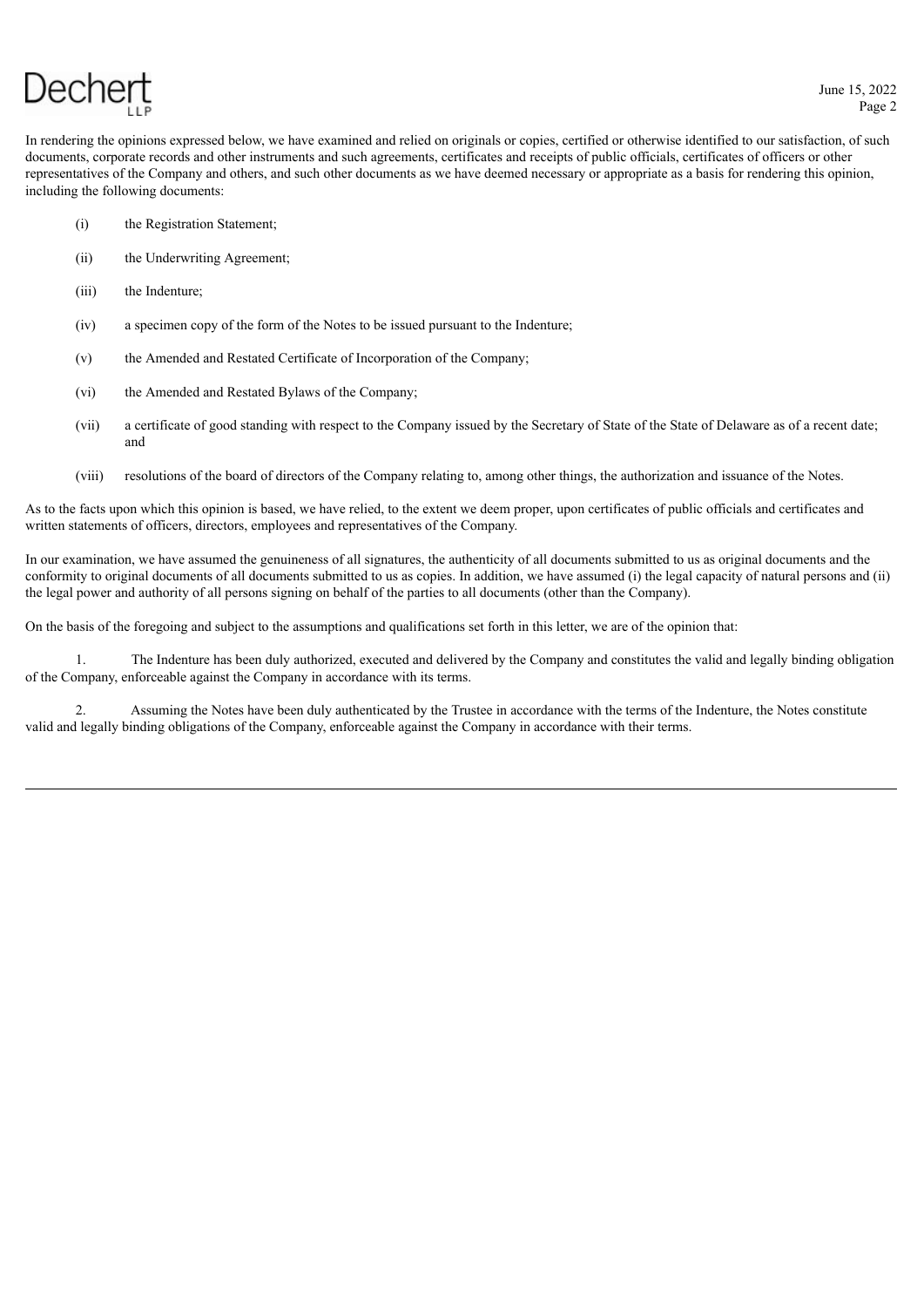In rendering the opinions expressed below, we have examined and relied on originals or copies, certified or otherwise identified to our satisfaction, of such documents, corporate records and other instruments and such agreements, certificates and receipts of public officials, certificates of officers or other representatives of the Company and others, and such other documents as we have deemed necessary or appropriate as a basis for rendering this opinion, including the following documents:

(i) the Registration Statement;

(ii) the Underwriting Agreement;

(iii) the Indenture;

(iv) a specimen copy of the form of the Notes to be issued pursuant to the Indenture;

(v) the Amended and Restated Certificate of Incorporation of the Company;

(vi) the Amended and Restated Bylaws of the Company;

(vii) a certificate of good standing with respect to the Company issued by the Secretary of State of the State of Delaware as of a recent date; and

(viii) resolutions of the board of directors of the Company relating to, among other things, the authorization and issuance of the Notes.

As to the facts upon which this opinion is based, we have relied, to the extent we deem proper, upon certificates of public officials and certificates and written statements of officers, directors, employees and representatives of the Company.

In our examination, we have assumed the genuineness of all signatures, the authenticity of all documents submitted to us as original documents and the conformity to original documents of all documents submitted to us as copies. In addition, we have assumed (i) the legal capacity of natural persons and (ii) the legal power and authority of all persons signing on behalf of the parties to all documents (other than the Company).

On the basis of the foregoing and subject to the assumptions and qualifications set forth in this letter, we are of the opinion that:

1. The Indenture has been duly authorized, executed and delivered by the Company and constitutes the valid and legally binding obligation of the Company, enforceable against the Company in accordance with its terms.

2. Assuming the Notes have been duly authenticated by the Trustee in accordance with the terms of the Indenture, the Notes constitute valid and legally binding obligations of the Company, enforceable against the Company in accordance with their terms.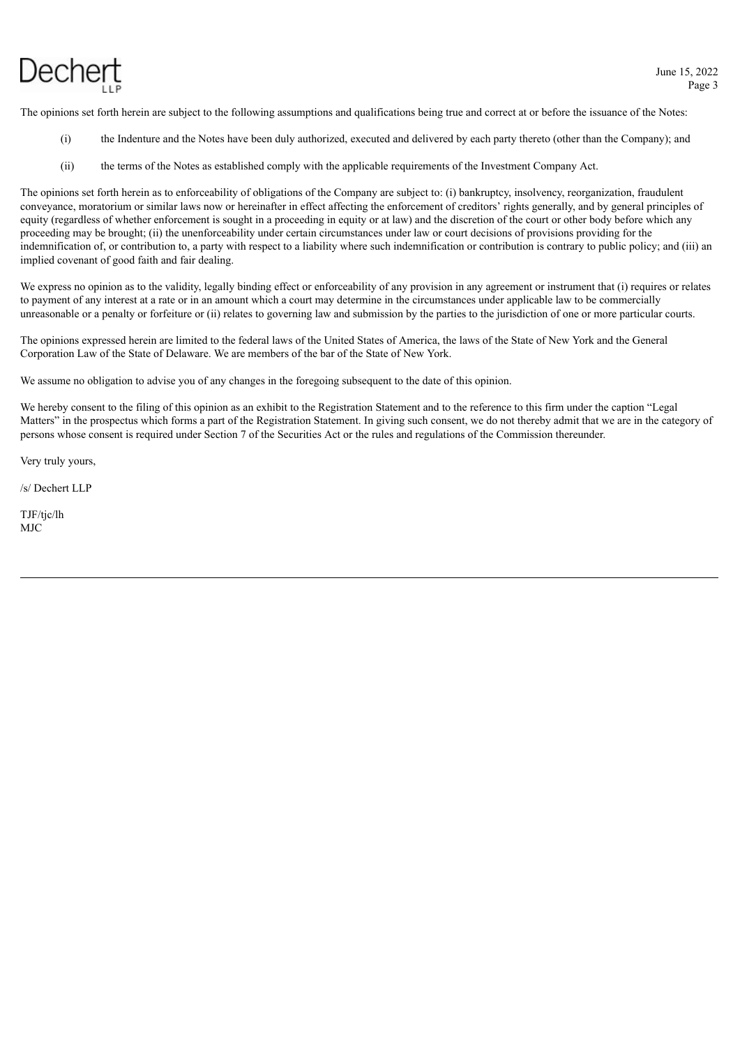The opinions set forth herein are subject to the following assumptions and qualifications being true and correct at or before the issuance of the Notes:

(i) the Indenture and the Notes have been duly authorized, executed and delivered by each party thereto (other than the Company); and

(ii) the terms of the Notes as established comply with the applicable requirements of the Investment Company Act.

The opinions set forth herein as to enforceability of obligations of the Company are subject to: (i) bankruptcy, insolvency, reorganization, fraudulent conveyance, moratorium or similar laws now or hereinafter in effect affecting the enforcement of creditors' rights generally, and by general principles of equity (regardless of whether enforcement is sought in a proceeding in equity or at law) and the discretion of the court or other body before which any proceeding may be brought; (ii) the unenforceability under certain circumstances under law or court decisions of provisions providing for the indemnification of, or contribution to, a party with respect to a liability where such indemnification or contribution is contrary to public policy; and (iii) an implied covenant of good faith and fair dealing.

We express no opinion as to the validity, legally binding effect or enforceability of any provision in any agreement or instrument that (i) requires or relates to payment of any interest at a rate or in an amount which a court may determine in the circumstances under applicable law to be commercially unreasonable or a penalty or forfeiture or (ii) relates to governing law and submission by the parties to the jurisdiction of one or more particular courts.

The opinions expressed herein are limited to the federal laws of the United States of America, the laws of the State of New York and the General Corporation Law of the State of Delaware. We are members of the bar of the State of New York.

We assume no obligation to advise you of any changes in the foregoing subsequent to the date of this opinion.

We hereby consent to the filing of this opinion as an exhibit to the Registration Statement and to the reference to this firm under the caption "Legal Matters" in the prospectus which forms a part of the Registration Statement. In giving such consent, we do not thereby admit that we are in the category of persons whose consent is required under Section 7 of the Securities Act or the rules and regulations of the Commission thereunder.

Very truly yours,

/s/ Dechert LLP

TJF/tjc/lh
MJC